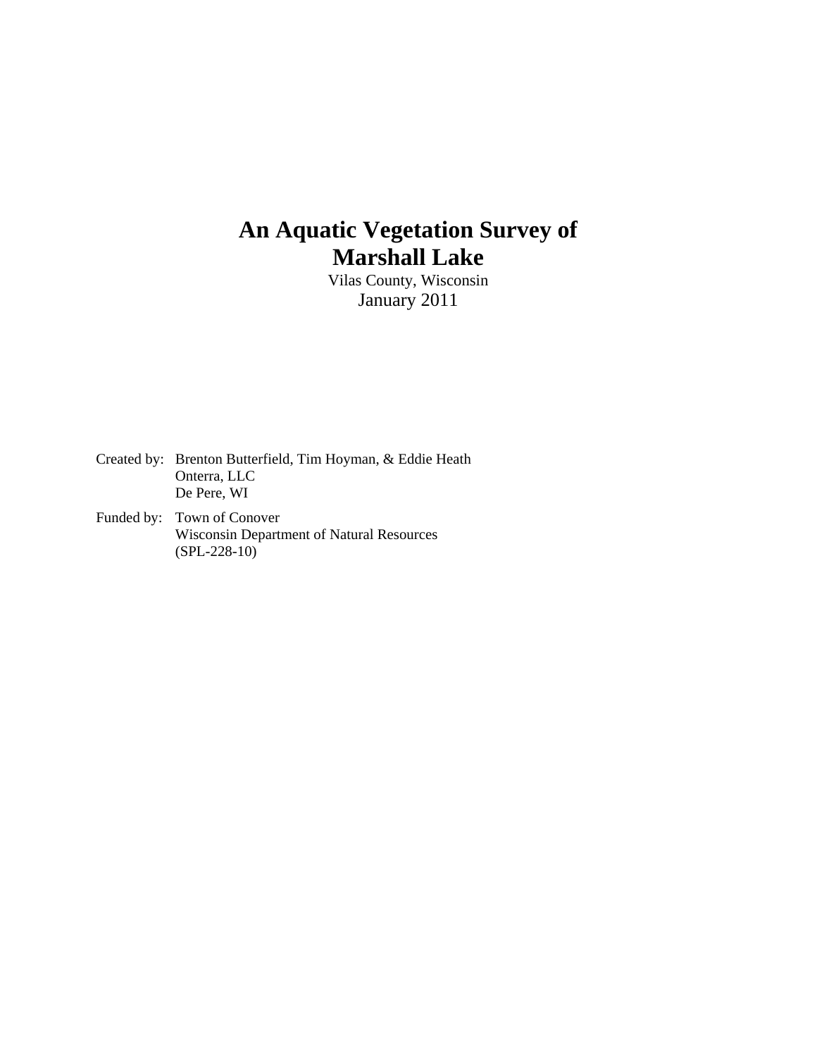# An Aquatic Vegetation Survey of Marshall Lake

Vilas County, Wisconsin

January 2011

Created by: Brenton Butterfield, Tim Hoyman, & Eddie Heath
Onterra, LLC
De Pere, WI

Funded by: Town of Conover
Wisconsin Department of Natural Resources
(SPL-228-10)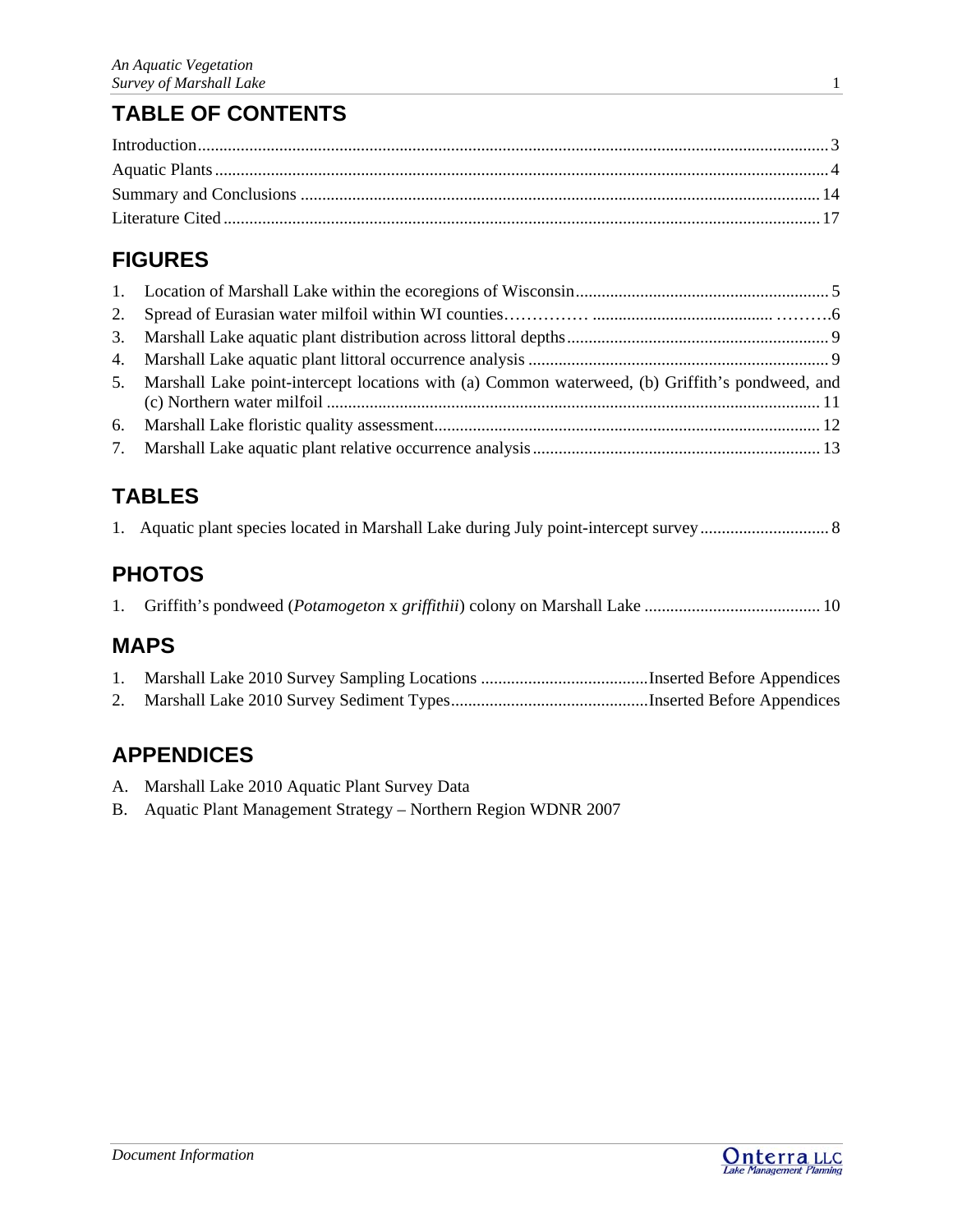# TABLE OF CONTENTS

Introduction .................................................................................................................................... 3
Aquatic Plants ................................................................................................................................. 4
Summary and Conclusions ........................................................................................................... 14
Literature Cited .............................................................................................................................. 17

## FIGURES

1. Location of Marshall Lake within the ecoregions of Wisconsin ........................................................... 5
2. Spread of Eurasian water milfoil within WI counties……………. ......................................... ……….6
3. Marshall Lake aquatic plant distribution across littoral depths ............................................................. 9
4. Marshall Lake aquatic plant littoral occurrence analysis ...................................................................... 9
5. Marshall Lake point-intercept locations with (a) Common waterweed, (b) Griffith's pondweed, and (c) Northern water milfoil .................................................................................................................. 11
6. Marshall Lake floristic quality assessment .......................................................................................... 12
7. Marshall Lake aquatic plant relative occurrence analysis ................................................................... 13

## TABLES

1. Aquatic plant species located in Marshall Lake during July point-intercept survey .............................. 8

## PHOTOS

1. Griffith's pondweed (*Potamogeton* x *griffithii*) colony on Marshall Lake ......................................... 10

## MAPS

1. Marshall Lake 2010 Survey Sampling Locations .......................................Inserted Before Appendices
2. Marshall Lake 2010 Survey Sediment Types..............................................Inserted Before Appendices

## APPENDICES

A. Marshall Lake 2010 Aquatic Plant Survey Data
B. Aquatic Plant Management Strategy – Northern Region WDNR 2007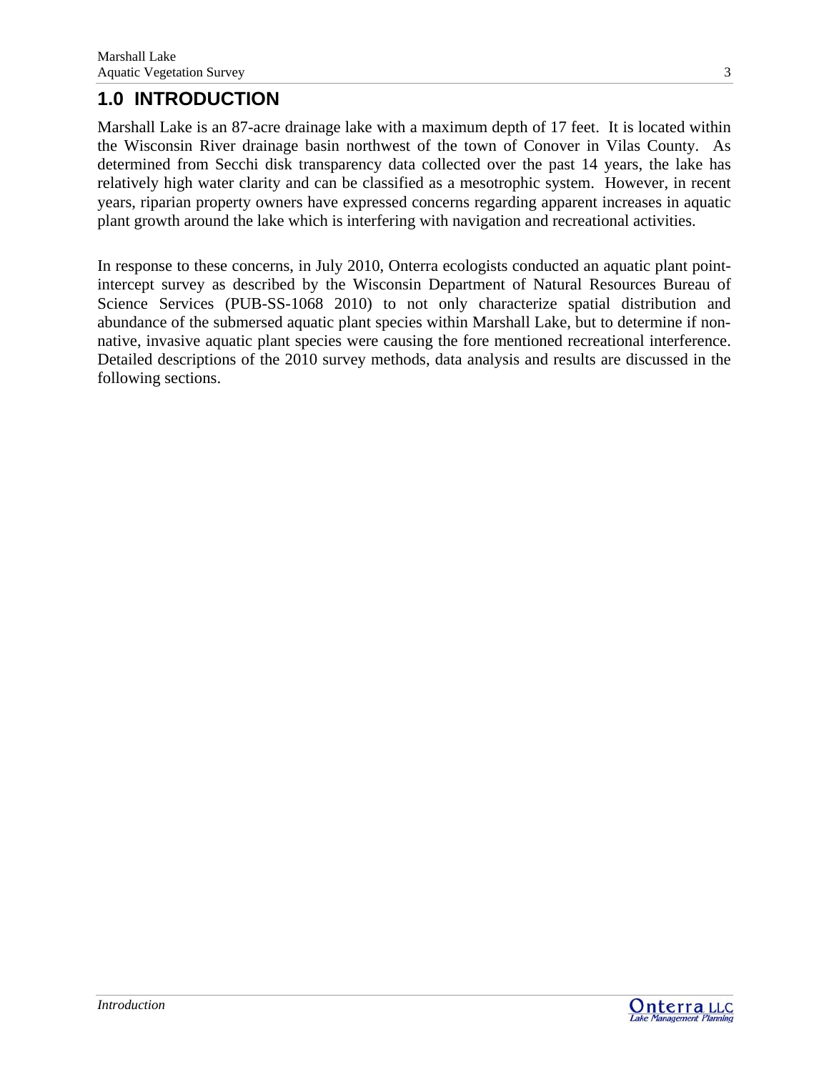# 1.0 INTRODUCTION

Marshall Lake is an 87-acre drainage lake with a maximum depth of 17 feet. It is located within the Wisconsin River drainage basin northwest of the town of Conover in Vilas County. As determined from Secchi disk transparency data collected over the past 14 years, the lake has relatively high water clarity and can be classified as a mesotrophic system. However, in recent years, riparian property owners have expressed concerns regarding apparent increases in aquatic plant growth around the lake which is interfering with navigation and recreational activities.

In response to these concerns, in July 2010, Onterra ecologists conducted an aquatic plant point-intercept survey as described by the Wisconsin Department of Natural Resources Bureau of Science Services (PUB-SS-1068 2010) to not only characterize spatial distribution and abundance of the submersed aquatic plant species within Marshall Lake, but to determine if non-native, invasive aquatic plant species were causing the fore mentioned recreational interference. Detailed descriptions of the 2010 survey methods, data analysis and results are discussed in the following sections.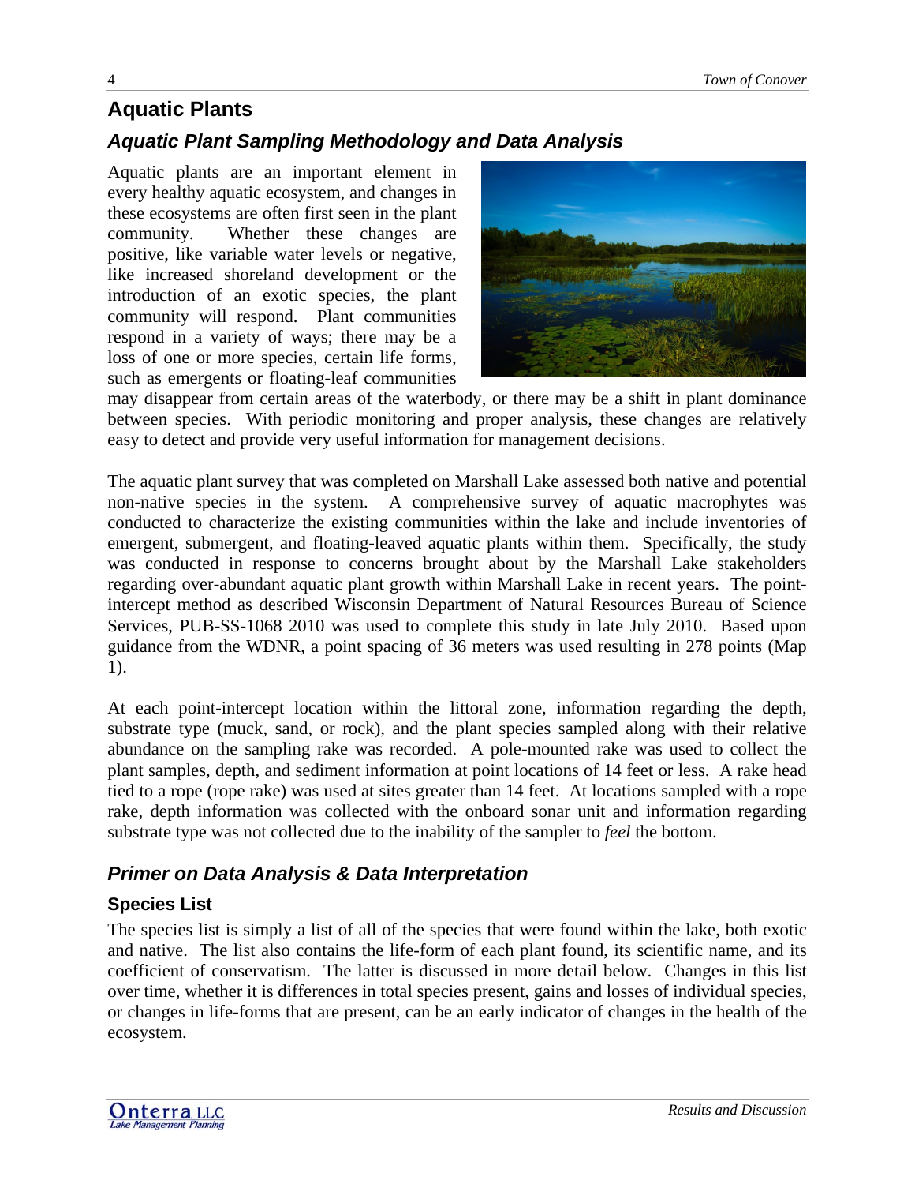# Aquatic Plants

## Aquatic Plant Sampling Methodology and Data Analysis

Aquatic plants are an important element in every healthy aquatic ecosystem, and changes in these ecosystems are often first seen in the plant community. Whether these changes are positive, like variable water levels or negative, like increased shoreland development or the introduction of an exotic species, the plant community will respond. Plant communities respond in a variety of ways; there may be a loss of one or more species, certain life forms, such as emergents or floating-leaf communities may disappear from certain areas of the waterbody, or there may be a shift in plant dominance between species. With periodic monitoring and proper analysis, these changes are relatively easy to detect and provide very useful information for management decisions.

The aquatic plant survey that was completed on Marshall Lake assessed both native and potential non-native species in the system. A comprehensive survey of aquatic macrophytes was conducted to characterize the existing communities within the lake and include inventories of emergent, submergent, and floating-leaved aquatic plants within them. Specifically, the study was conducted in response to concerns brought about by the Marshall Lake stakeholders regarding over-abundant aquatic plant growth within Marshall Lake in recent years. The point-intercept method as described Wisconsin Department of Natural Resources Bureau of Science Services, PUB-SS-1068 2010 was used to complete this study in late July 2010. Based upon guidance from the WDNR, a point spacing of 36 meters was used resulting in 278 points (Map 1).

At each point-intercept location within the littoral zone, information regarding the depth, substrate type (muck, sand, or rock), and the plant species sampled along with their relative abundance on the sampling rake was recorded. A pole-mounted rake was used to collect the plant samples, depth, and sediment information at point locations of 14 feet or less. A rake head tied to a rope (rope rake) was used at sites greater than 14 feet. At locations sampled with a rope rake, depth information was collected with the onboard sonar unit and information regarding substrate type was not collected due to the inability of the sampler to *feel* the bottom.

## Primer on Data Analysis & Data Interpretation

### Species List

The species list is simply a list of all of the species that were found within the lake, both exotic and native. The list also contains the life-form of each plant found, its scientific name, and its coefficient of conservatism. The latter is discussed in more detail below. Changes in this list over time, whether it is differences in total species present, gains and losses of individual species, or changes in life-forms that are present, can be an early indicator of changes in the health of the ecosystem.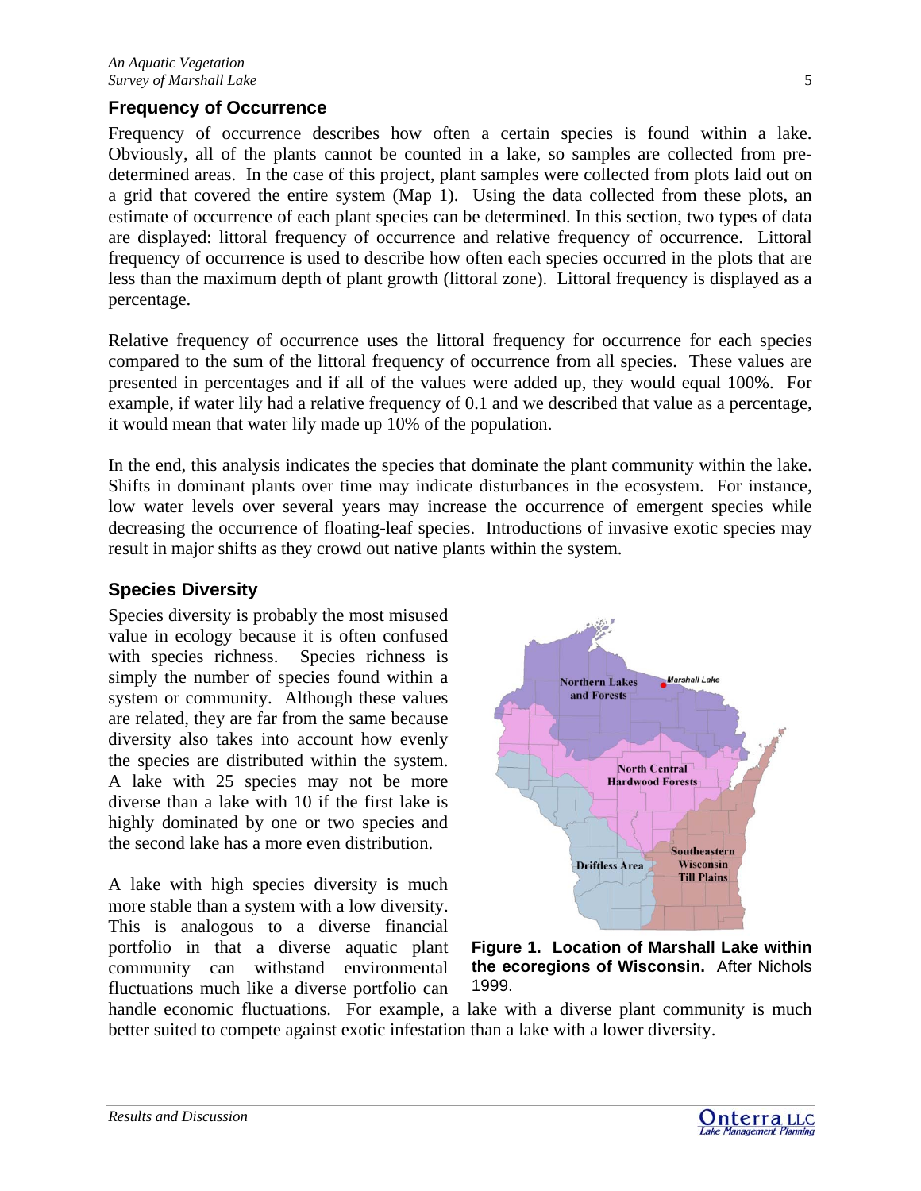## Frequency of Occurrence

Frequency of occurrence describes how often a certain species is found within a lake. Obviously, all of the plants cannot be counted in a lake, so samples are collected from predetermined areas. In the case of this project, plant samples were collected from plots laid out on a grid that covered the entire system (Map 1). Using the data collected from these plots, an estimate of occurrence of each plant species can be determined. In this section, two types of data are displayed: littoral frequency of occurrence and relative frequency of occurrence. Littoral frequency of occurrence is used to describe how often each species occurred in the plots that are less than the maximum depth of plant growth (littoral zone). Littoral frequency is displayed as a percentage.

Relative frequency of occurrence uses the littoral frequency for occurrence for each species compared to the sum of the littoral frequency of occurrence from all species. These values are presented in percentages and if all of the values were added up, they would equal 100%. For example, if water lily had a relative frequency of 0.1 and we described that value as a percentage, it would mean that water lily made up 10% of the population.

In the end, this analysis indicates the species that dominate the plant community within the lake. Shifts in dominant plants over time may indicate disturbances in the ecosystem. For instance, low water levels over several years may increase the occurrence of emergent species while decreasing the occurrence of floating-leaf species. Introductions of invasive exotic species may result in major shifts as they crowd out native plants within the system.

## Species Diversity

Species diversity is probably the most misused value in ecology because it is often confused with species richness. Species richness is simply the number of species found within a system or community. Although these values are related, they are far from the same because diversity also takes into account how evenly the species are distributed within the system. A lake with 25 species may not be more diverse than a lake with 10 if the first lake is highly dominated by one or two species and the second lake has a more even distribution.

A lake with high species diversity is much more stable than a system with a low diversity. This is analogous to a diverse financial portfolio in that a diverse aquatic plant community can withstand environmental fluctuations much like a diverse portfolio can handle economic fluctuations. For example, a lake with a diverse plant community is much better suited to compete against exotic infestation than a lake with a lower diversity.

**Figure 1. Location of Marshall Lake within the ecoregions of Wisconsin.** After Nichols 1999.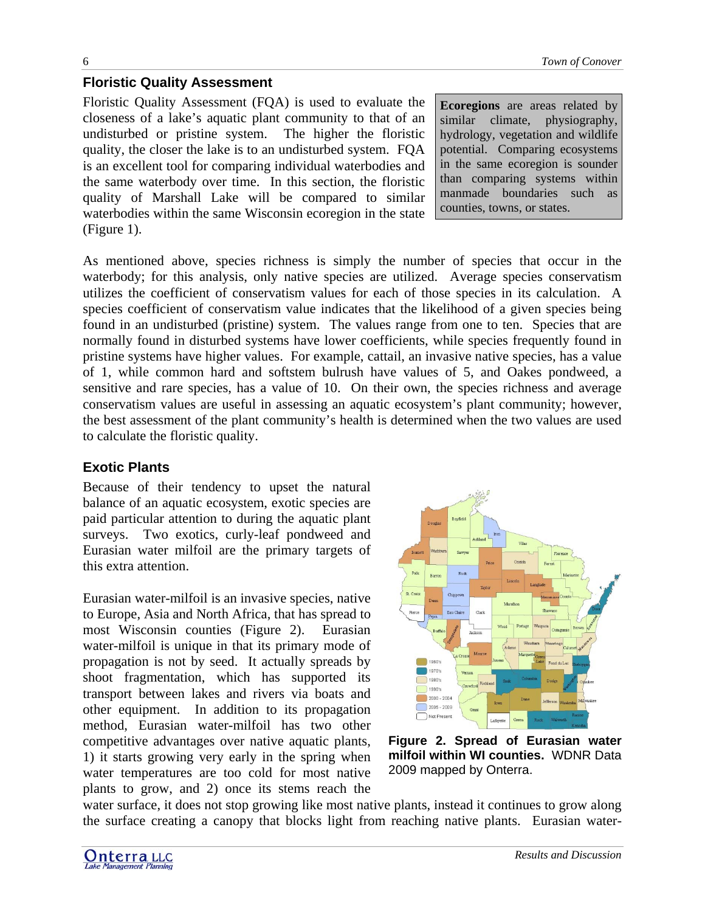## Floristic Quality Assessment

Floristic Quality Assessment (FQA) is used to evaluate the closeness of a lake's aquatic plant community to that of an undisturbed or pristine system. The higher the floristic quality, the closer the lake is to an undisturbed system. FQA is an excellent tool for comparing individual waterbodies and the same waterbody over time. In this section, the floristic quality of Marshall Lake will be compared to similar waterbodies within the same Wisconsin ecoregion in the state (Figure 1).

**Ecoregions** are areas related by similar climate, physiography, hydrology, vegetation and wildlife potential. Comparing ecosystems in the same ecoregion is sounder than comparing systems within manmade boundaries such as counties, towns, or states.

As mentioned above, species richness is simply the number of species that occur in the waterbody; for this analysis, only native species are utilized. Average species conservatism utilizes the coefficient of conservatism values for each of those species in its calculation. A species coefficient of conservatism value indicates that the likelihood of a given species being found in an undisturbed (pristine) system. The values range from one to ten. Species that are normally found in disturbed systems have lower coefficients, while species frequently found in pristine systems have higher values. For example, cattail, an invasive native species, has a value of 1, while common hard and softstem bulrush have values of 5, and Oakes pondweed, a sensitive and rare species, has a value of 10. On their own, the species richness and average conservatism values are useful in assessing an aquatic ecosystem's plant community; however, the best assessment of the plant community's health is determined when the two values are used to calculate the floristic quality.

## Exotic Plants

Because of their tendency to upset the natural balance of an aquatic ecosystem, exotic species are paid particular attention to during the aquatic plant surveys. Two exotics, curly-leaf pondweed and Eurasian water milfoil are the primary targets of this extra attention.

Eurasian water-milfoil is an invasive species, native to Europe, Asia and North Africa, that has spread to most Wisconsin counties (Figure 2). Eurasian water-milfoil is unique in that its primary mode of propagation is not by seed. It actually spreads by shoot fragmentation, which has supported its transport between lakes and rivers via boats and other equipment. In addition to its propagation method, Eurasian water-milfoil has two other competitive advantages over native aquatic plants, 1) it starts growing very early in the spring when water temperatures are too cold for most native plants to grow, and 2) once its stems reach the water surface, it does not stop growing like most native plants, instead it continues to grow along the surface creating a canopy that blocks light from reaching native plants. Eurasian water-

**Figure 2. Spread of Eurasian water milfoil within WI counties.** WDNR Data 2009 mapped by Onterra.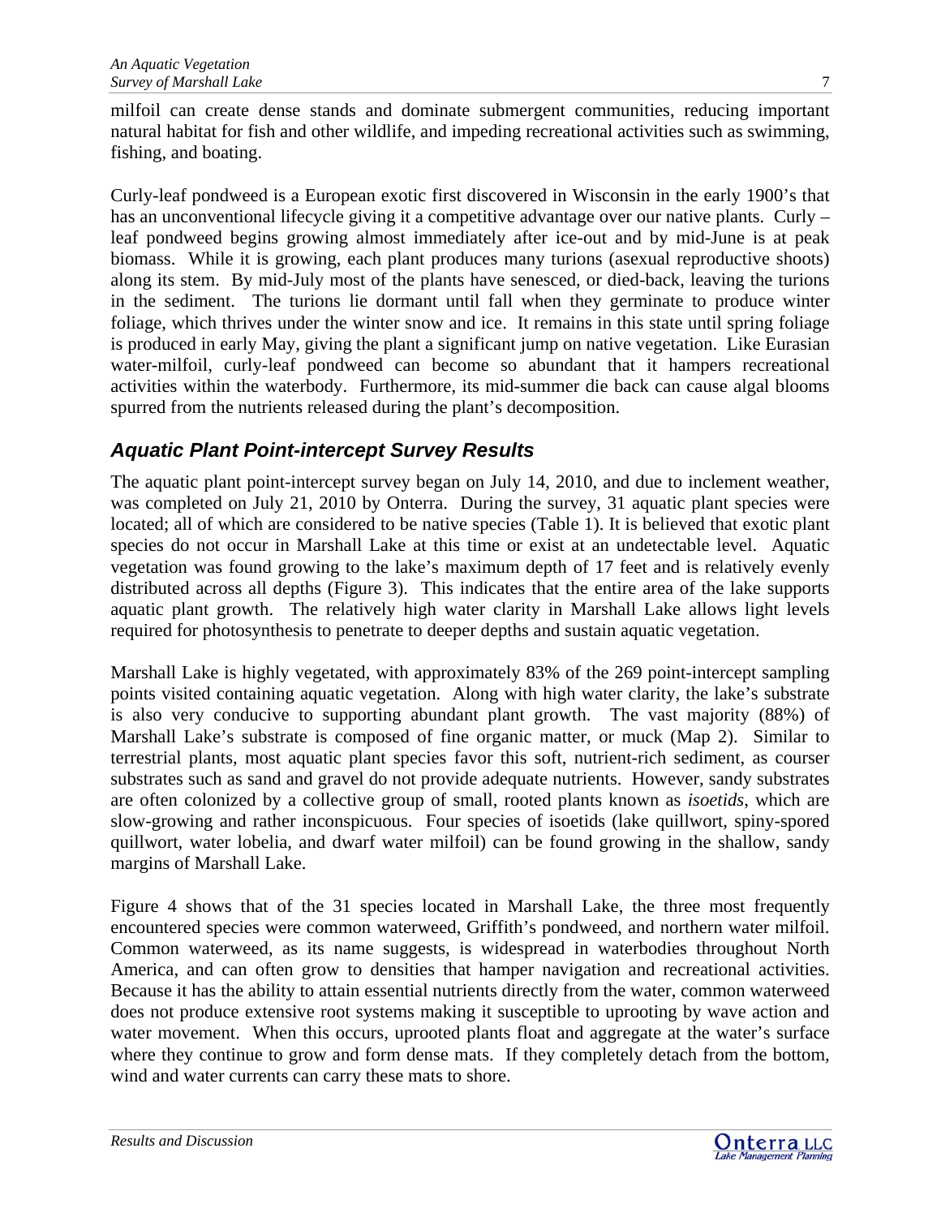milfoil can create dense stands and dominate submergent communities, reducing important natural habitat for fish and other wildlife, and impeding recreational activities such as swimming, fishing, and boating.

Curly-leaf pondweed is a European exotic first discovered in Wisconsin in the early 1900's that has an unconventional lifecycle giving it a competitive advantage over our native plants. Curly – leaf pondweed begins growing almost immediately after ice-out and by mid-June is at peak biomass. While it is growing, each plant produces many turions (asexual reproductive shoots) along its stem. By mid-July most of the plants have senesced, or died-back, leaving the turions in the sediment. The turions lie dormant until fall when they germinate to produce winter foliage, which thrives under the winter snow and ice. It remains in this state until spring foliage is produced in early May, giving the plant a significant jump on native vegetation. Like Eurasian water-milfoil, curly-leaf pondweed can become so abundant that it hampers recreational activities within the waterbody. Furthermore, its mid-summer die back can cause algal blooms spurred from the nutrients released during the plant's decomposition.

## *Aquatic Plant Point-intercept Survey Results*

The aquatic plant point-intercept survey began on July 14, 2010, and due to inclement weather, was completed on July 21, 2010 by Onterra. During the survey, 31 aquatic plant species were located; all of which are considered to be native species (Table 1). It is believed that exotic plant species do not occur in Marshall Lake at this time or exist at an undetectable level. Aquatic vegetation was found growing to the lake's maximum depth of 17 feet and is relatively evenly distributed across all depths (Figure 3). This indicates that the entire area of the lake supports aquatic plant growth. The relatively high water clarity in Marshall Lake allows light levels required for photosynthesis to penetrate to deeper depths and sustain aquatic vegetation.

Marshall Lake is highly vegetated, with approximately 83% of the 269 point-intercept sampling points visited containing aquatic vegetation. Along with high water clarity, the lake's substrate is also very conducive to supporting abundant plant growth. The vast majority (88%) of Marshall Lake's substrate is composed of fine organic matter, or muck (Map 2). Similar to terrestrial plants, most aquatic plant species favor this soft, nutrient-rich sediment, as courser substrates such as sand and gravel do not provide adequate nutrients. However, sandy substrates are often colonized by a collective group of small, rooted plants known as *isoetids*, which are slow-growing and rather inconspicuous. Four species of isoetids (lake quillwort, spiny-spored quillwort, water lobelia, and dwarf water milfoil) can be found growing in the shallow, sandy margins of Marshall Lake.

Figure 4 shows that of the 31 species located in Marshall Lake, the three most frequently encountered species were common waterweed, Griffith's pondweed, and northern water milfoil. Common waterweed, as its name suggests, is widespread in waterbodies throughout North America, and can often grow to densities that hamper navigation and recreational activities. Because it has the ability to attain essential nutrients directly from the water, common waterweed does not produce extensive root systems making it susceptible to uprooting by wave action and water movement. When this occurs, uprooted plants float and aggregate at the water's surface where they continue to grow and form dense mats. If they completely detach from the bottom, wind and water currents can carry these mats to shore.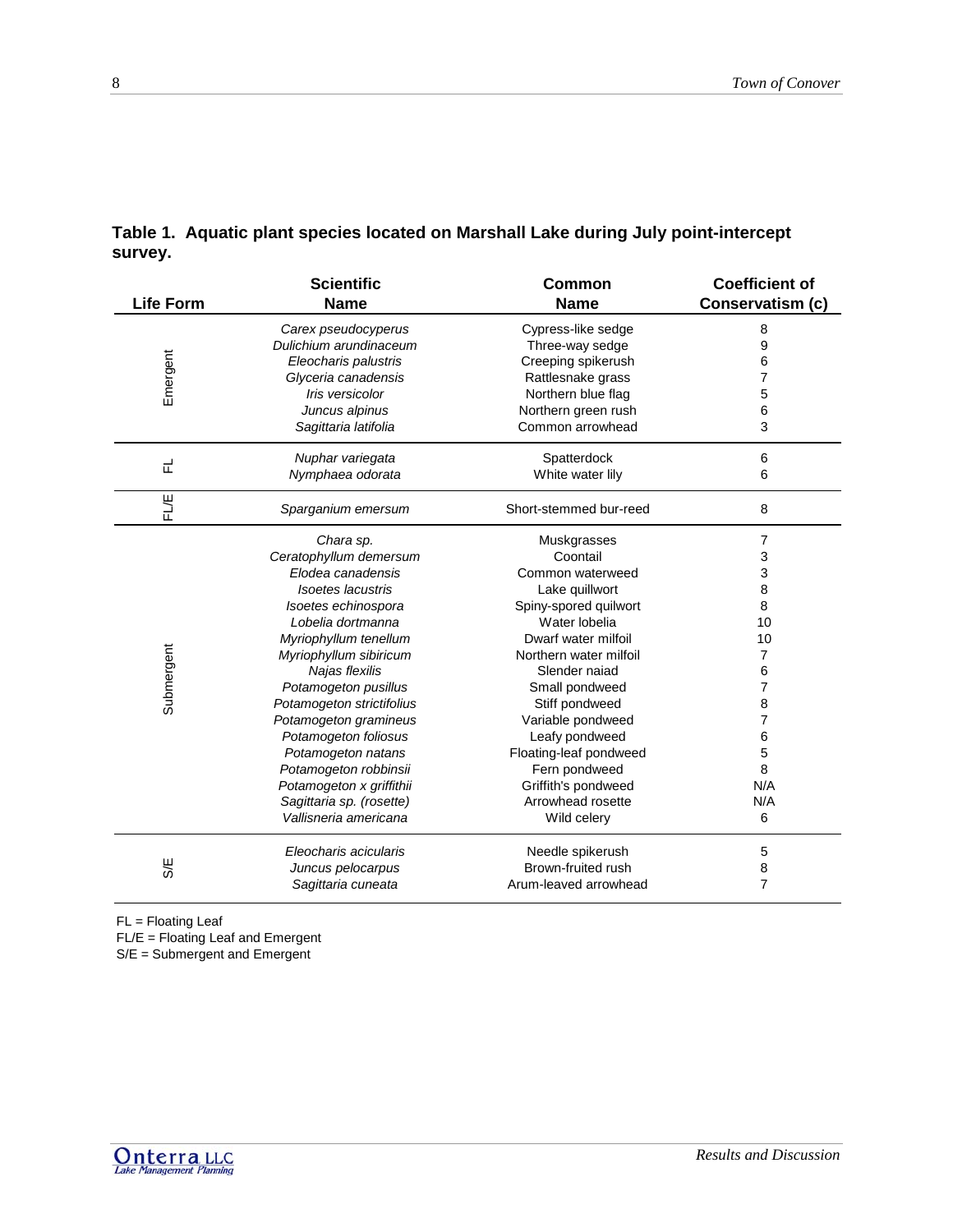**Table 1. Aquatic plant species located on Marshall Lake during July point-intercept survey.**

| Life Form | Scientific Name | Common Name | Coefficient of Conservatism (c) |
|---|---|---|---|
| Emergent | *Carex pseudocyperus* | Cypress-like sedge | 8 |
| | *Dulichium arundinaceum* | Three-way sedge | 9 |
| | *Eleocharis palustris* | Creeping spikerush | 6 |
| | *Glyceria canadensis* | Rattlesnake grass | 7 |
| | *Iris versicolor* | Northern blue flag | 5 |
| | *Juncus alpinus* | Northern green rush | 6 |
| | *Sagittaria latifolia* | Common arrowhead | 3 |
| FL | *Nuphar variegata* | Spatterdock | 6 |
| | *Nymphaea odorata* | White water lily | 6 |
| FL/E | *Sparganium emersum* | Short-stemmed bur-reed | 8 |
| Submergent | *Chara sp.* | Muskgrasses | 7 |
| | *Ceratophyllum demersum* | Coontail | 3 |
| | *Elodea canadensis* | Common waterweed | 3 |
| | *Isoetes lacustris* | Lake quillwort | 8 |
| | *Isoetes echinospora* | Spiny-spored quilwort | 8 |
| | *Lobelia dortmanna* | Water lobelia | 10 |
| | *Myriophyllum tenellum* | Dwarf water milfoil | 10 |
| | *Myriophyllum sibiricum* | Northern water milfoil | 7 |
| | *Najas flexilis* | Slender naiad | 6 |
| | *Potamogeton pusillus* | Small pondweed | 7 |
| | *Potamogeton strictifolius* | Stiff pondweed | 8 |
| | *Potamogeton gramineus* | Variable pondweed | 7 |
| | *Potamogeton foliosus* | Leafy pondweed | 6 |
| | *Potamogeton natans* | Floating-leaf pondweed | 5 |
| | *Potamogeton robbinsii* | Fern pondweed | 8 |
| | *Potamogeton x griffithii* | Griffith's pondweed | N/A |
| | *Sagittaria sp. (rosette)* | Arrowhead rosette | N/A |
| | *Vallisneria americana* | Wild celery | 6 |
| S/E | *Eleocharis acicularis* | Needle spikerush | 5 |
| | *Juncus pelocarpus* | Brown-fruited rush | 8 |
| | *Sagittaria cuneata* | Arum-leaved arrowhead | 7 |

FL = Floating Leaf
FL/E = Floating Leaf and Emergent
S/E = Submergent and Emergent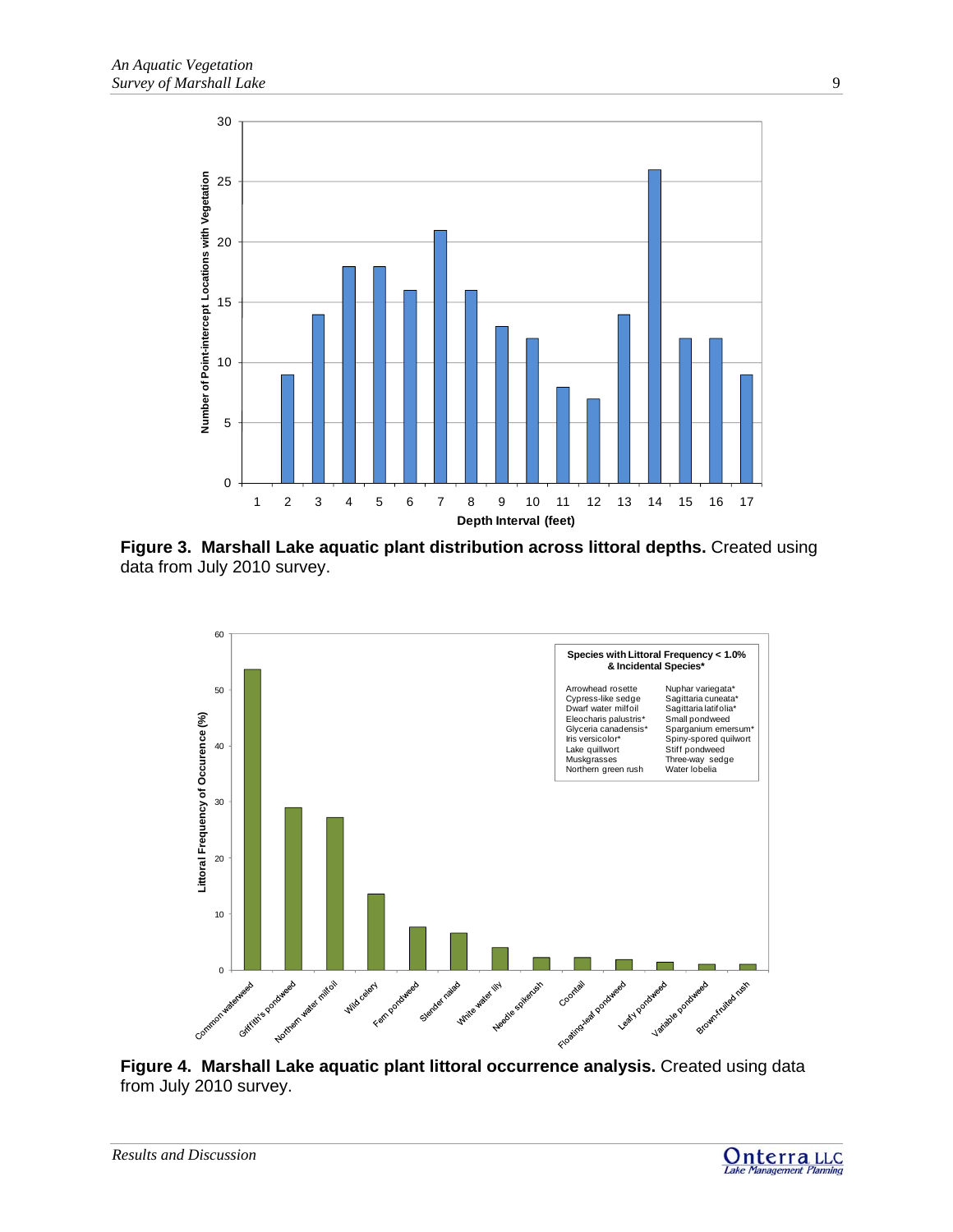**Figure 3. Marshall Lake aquatic plant distribution across littoral depths.** Created using data from July 2010 survey.

**Figure 4. Marshall Lake aquatic plant littoral occurrence analysis.** Created using data from July 2010 survey.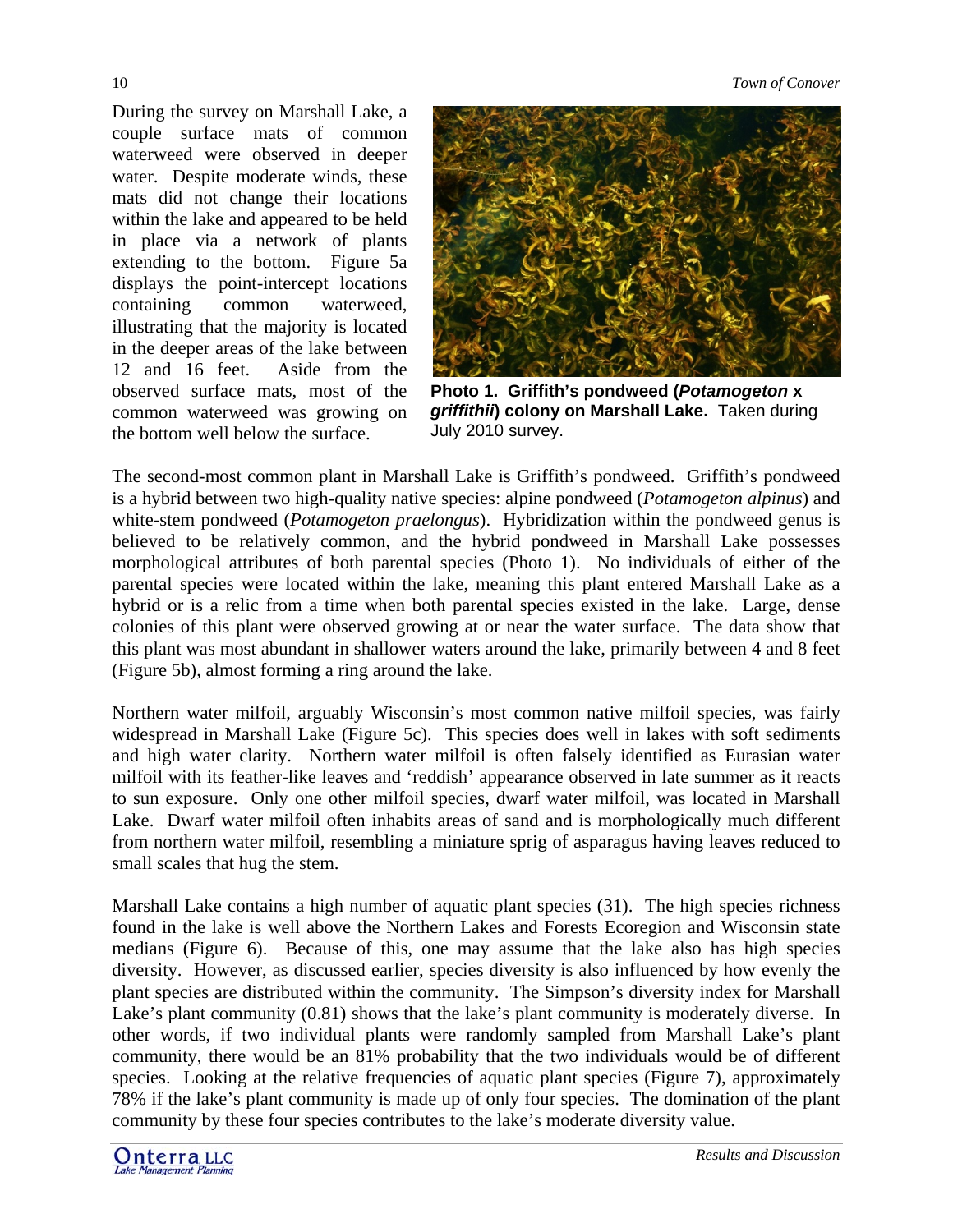During the survey on Marshall Lake, a couple surface mats of common waterweed were observed in deeper water. Despite moderate winds, these mats did not change their locations within the lake and appeared to be held in place via a network of plants extending to the bottom. Figure 5a displays the point-intercept locations containing common waterweed, illustrating that the majority is located in the deeper areas of the lake between 12 and 16 feet. Aside from the observed surface mats, most of the common waterweed was growing on the bottom well below the surface.

**Photo 1. Griffith's pondweed (*Potamogeton* x *griffithii*) colony on Marshall Lake.** Taken during July 2010 survey.

The second-most common plant in Marshall Lake is Griffith's pondweed. Griffith's pondweed is a hybrid between two high-quality native species: alpine pondweed (*Potamogeton alpinus*) and white-stem pondweed (*Potamogeton praelongus*). Hybridization within the pondweed genus is believed to be relatively common, and the hybrid pondweed in Marshall Lake possesses morphological attributes of both parental species (Photo 1). No individuals of either of the parental species were located within the lake, meaning this plant entered Marshall Lake as a hybrid or is a relic from a time when both parental species existed in the lake. Large, dense colonies of this plant were observed growing at or near the water surface. The data show that this plant was most abundant in shallower waters around the lake, primarily between 4 and 8 feet (Figure 5b), almost forming a ring around the lake.

Northern water milfoil, arguably Wisconsin's most common native milfoil species, was fairly widespread in Marshall Lake (Figure 5c). This species does well in lakes with soft sediments and high water clarity. Northern water milfoil is often falsely identified as Eurasian water milfoil with its feather-like leaves and 'reddish' appearance observed in late summer as it reacts to sun exposure. Only one other milfoil species, dwarf water milfoil, was located in Marshall Lake. Dwarf water milfoil often inhabits areas of sand and is morphologically much different from northern water milfoil, resembling a miniature sprig of asparagus having leaves reduced to small scales that hug the stem.

Marshall Lake contains a high number of aquatic plant species (31). The high species richness found in the lake is well above the Northern Lakes and Forests Ecoregion and Wisconsin state medians (Figure 6). Because of this, one may assume that the lake also has high species diversity. However, as discussed earlier, species diversity is also influenced by how evenly the plant species are distributed within the community. The Simpson's diversity index for Marshall Lake's plant community (0.81) shows that the lake's plant community is moderately diverse. In other words, if two individual plants were randomly sampled from Marshall Lake's plant community, there would be an 81% probability that the two individuals would be of different species. Looking at the relative frequencies of aquatic plant species (Figure 7), approximately 78% if the lake's plant community is made up of only four species. The domination of the plant community by these four species contributes to the lake's moderate diversity value.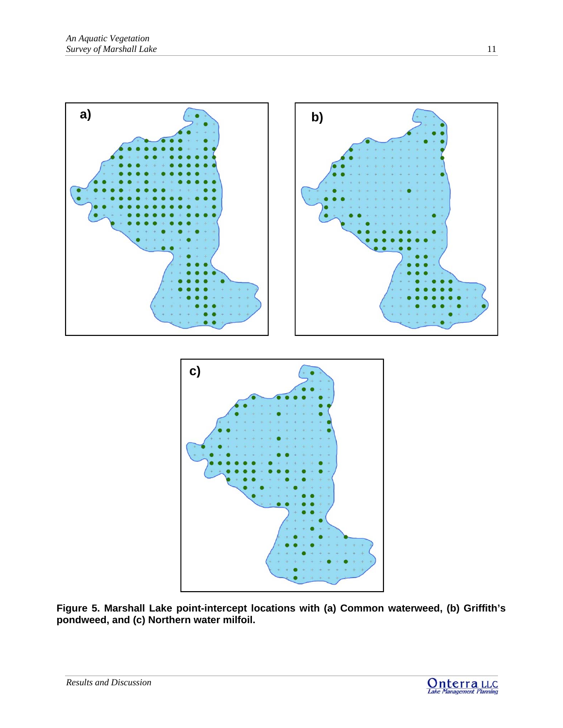**Figure 5. Marshall Lake point-intercept locations with (a) Common waterweed, (b) Griffith's pondweed, and (c) Northern water milfoil.**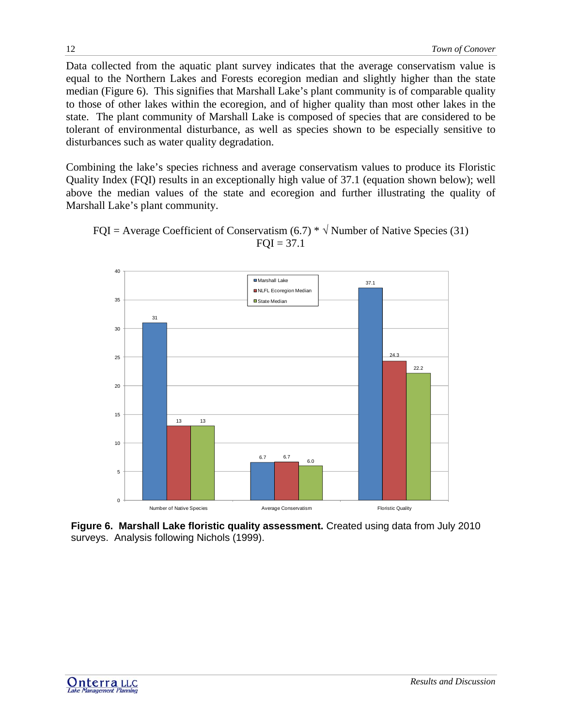Data collected from the aquatic plant survey indicates that the average conservatism value is equal to the Northern Lakes and Forests ecoregion median and slightly higher than the state median (Figure 6). This signifies that Marshall Lake's plant community is of comparable quality to those of other lakes within the ecoregion, and of higher quality than most other lakes in the state. The plant community of Marshall Lake is composed of species that are considered to be tolerant of environmental disturbance, as well as species shown to be especially sensitive to disturbances such as water quality degradation.

Combining the lake's species richness and average conservatism values to produce its Floristic Quality Index (FQI) results in an exceptionally high value of 37.1 (equation shown below); well above the median values of the state and ecoregion and further illustrating the quality of Marshall Lake's plant community.

$$\text{FQI} = \text{Average Coefficient of Conservatism } (6.7) * \sqrt{\text{Number of Native Species } (31)}$$
$$\text{FQI} = 37.1$$

| | Marshall Lake | NLFL Ecoregion Median | State Median |
|---|---|---|---|
| Number of Native Species | 31 | 13 | 13 |
| Average Conservatism | 6.7 | 6.7 | 6.0 |
| Floristic Quality | 37.1 | 24.3 | 22.2 |

**Figure 6. Marshall Lake floristic quality assessment.** Created using data from July 2010 surveys. Analysis following Nichols (1999).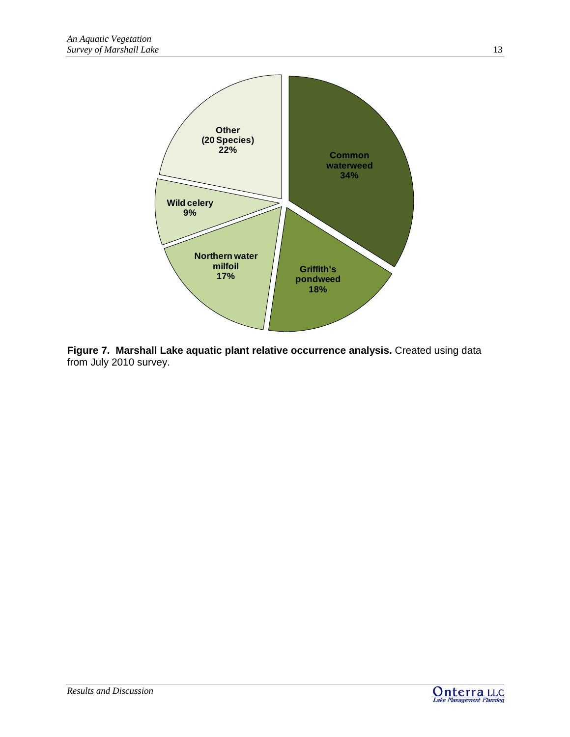**Figure 7. Marshall Lake aquatic plant relative occurrence analysis.** Created using data from July 2010 survey.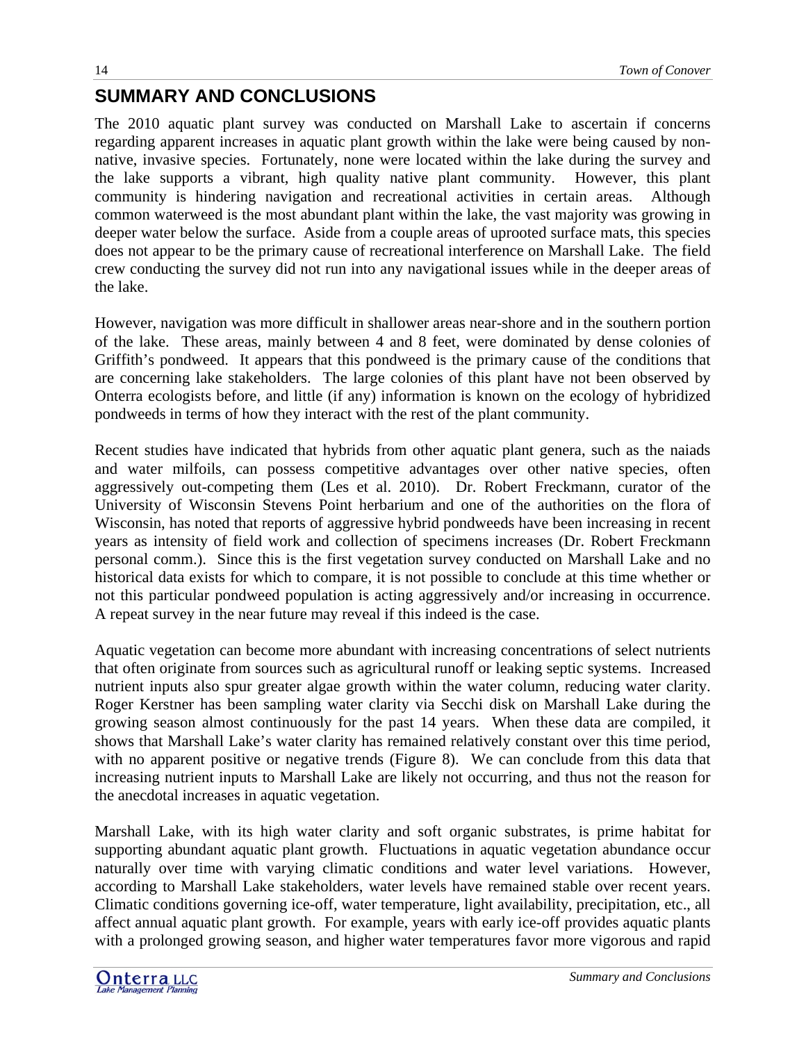# SUMMARY AND CONCLUSIONS

The 2010 aquatic plant survey was conducted on Marshall Lake to ascertain if concerns regarding apparent increases in aquatic plant growth within the lake were being caused by non-native, invasive species. Fortunately, none were located within the lake during the survey and the lake supports a vibrant, high quality native plant community. However, this plant community is hindering navigation and recreational activities in certain areas. Although common waterweed is the most abundant plant within the lake, the vast majority was growing in deeper water below the surface. Aside from a couple areas of uprooted surface mats, this species does not appear to be the primary cause of recreational interference on Marshall Lake. The field crew conducting the survey did not run into any navigational issues while in the deeper areas of the lake.

However, navigation was more difficult in shallower areas near-shore and in the southern portion of the lake. These areas, mainly between 4 and 8 feet, were dominated by dense colonies of Griffith's pondweed. It appears that this pondweed is the primary cause of the conditions that are concerning lake stakeholders. The large colonies of this plant have not been observed by Onterra ecologists before, and little (if any) information is known on the ecology of hybridized pondweeds in terms of how they interact with the rest of the plant community.

Recent studies have indicated that hybrids from other aquatic plant genera, such as the naiads and water milfoils, can possess competitive advantages over other native species, often aggressively out-competing them (Les et al. 2010). Dr. Robert Freckmann, curator of the University of Wisconsin Stevens Point herbarium and one of the authorities on the flora of Wisconsin, has noted that reports of aggressive hybrid pondweeds have been increasing in recent years as intensity of field work and collection of specimens increases (Dr. Robert Freckmann personal comm.). Since this is the first vegetation survey conducted on Marshall Lake and no historical data exists for which to compare, it is not possible to conclude at this time whether or not this particular pondweed population is acting aggressively and/or increasing in occurrence. A repeat survey in the near future may reveal if this indeed is the case.

Aquatic vegetation can become more abundant with increasing concentrations of select nutrients that often originate from sources such as agricultural runoff or leaking septic systems. Increased nutrient inputs also spur greater algae growth within the water column, reducing water clarity. Roger Kerstner has been sampling water clarity via Secchi disk on Marshall Lake during the growing season almost continuously for the past 14 years. When these data are compiled, it shows that Marshall Lake's water clarity has remained relatively constant over this time period, with no apparent positive or negative trends (Figure 8). We can conclude from this data that increasing nutrient inputs to Marshall Lake are likely not occurring, and thus not the reason for the anecdotal increases in aquatic vegetation.

Marshall Lake, with its high water clarity and soft organic substrates, is prime habitat for supporting abundant aquatic plant growth. Fluctuations in aquatic vegetation abundance occur naturally over time with varying climatic conditions and water level variations. However, according to Marshall Lake stakeholders, water levels have remained stable over recent years. Climatic conditions governing ice-off, water temperature, light availability, precipitation, etc., all affect annual aquatic plant growth. For example, years with early ice-off provides aquatic plants with a prolonged growing season, and higher water temperatures favor more vigorous and rapid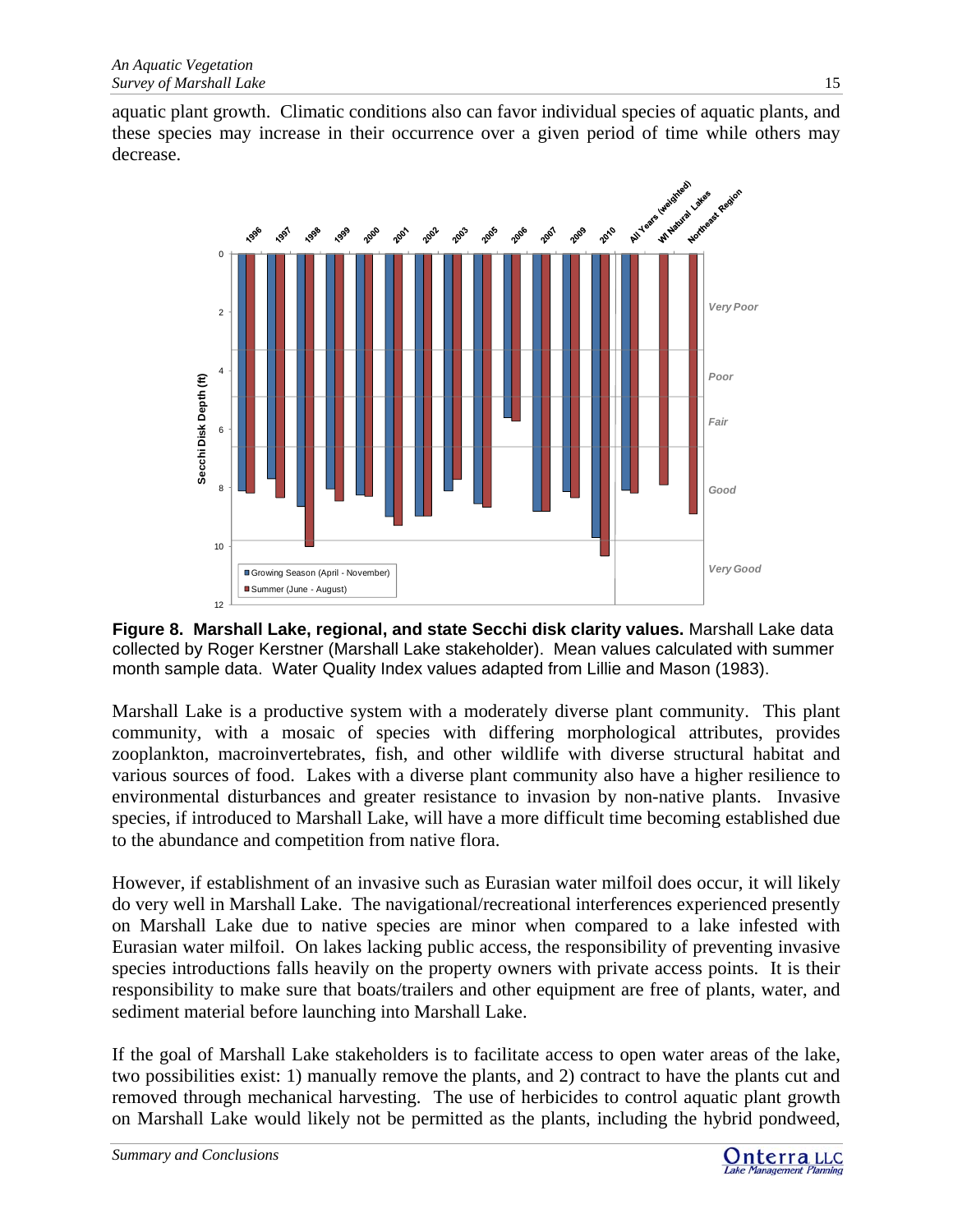aquatic plant growth. Climatic conditions also can favor individual species of aquatic plants, and these species may increase in their occurrence over a given period of time while others may decrease.

**Figure 8. Marshall Lake, regional, and state Secchi disk clarity values.** Marshall Lake data collected by Roger Kerstner (Marshall Lake stakeholder). Mean values calculated with summer month sample data. Water Quality Index values adapted from Lillie and Mason (1983).

Marshall Lake is a productive system with a moderately diverse plant community. This plant community, with a mosaic of species with differing morphological attributes, provides zooplankton, macroinvertebrates, fish, and other wildlife with diverse structural habitat and various sources of food. Lakes with a diverse plant community also have a higher resilience to environmental disturbances and greater resistance to invasion by non-native plants. Invasive species, if introduced to Marshall Lake, will have a more difficult time becoming established due to the abundance and competition from native flora.

However, if establishment of an invasive such as Eurasian water milfoil does occur, it will likely do very well in Marshall Lake. The navigational/recreational interferences experienced presently on Marshall Lake due to native species are minor when compared to a lake infested with Eurasian water milfoil. On lakes lacking public access, the responsibility of preventing invasive species introductions falls heavily on the property owners with private access points. It is their responsibility to make sure that boats/trailers and other equipment are free of plants, water, and sediment material before launching into Marshall Lake.

If the goal of Marshall Lake stakeholders is to facilitate access to open water areas of the lake, two possibilities exist: 1) manually remove the plants, and 2) contract to have the plants cut and removed through mechanical harvesting. The use of herbicides to control aquatic plant growth on Marshall Lake would likely not be permitted as the plants, including the hybrid pondweed,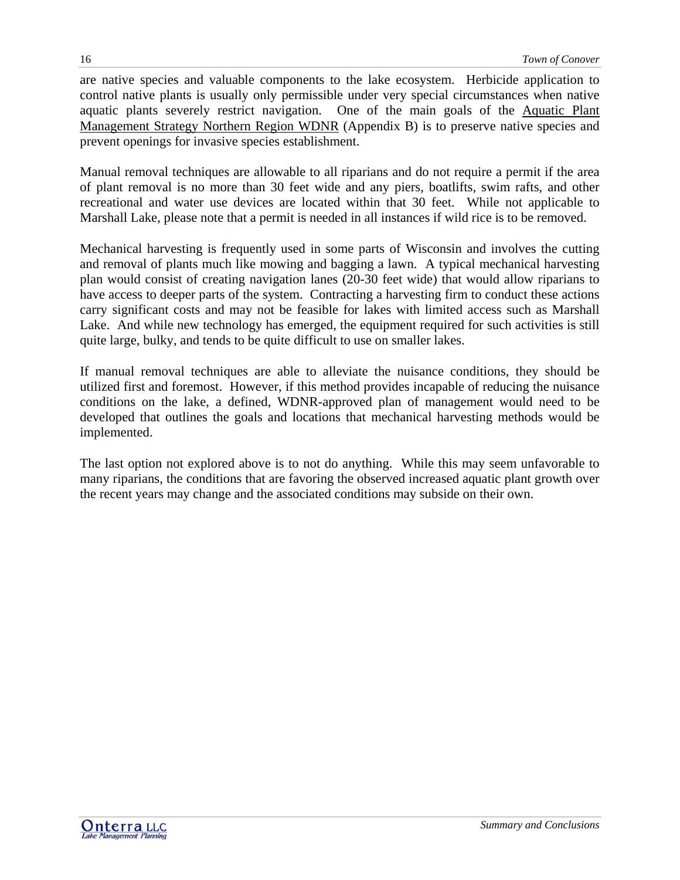are native species and valuable components to the lake ecosystem. Herbicide application to control native plants is usually only permissible under very special circumstances when native aquatic plants severely restrict navigation. One of the main goals of the Aquatic Plant Management Strategy Northern Region WDNR (Appendix B) is to preserve native species and prevent openings for invasive species establishment.

Manual removal techniques are allowable to all riparians and do not require a permit if the area of plant removal is no more than 30 feet wide and any piers, boatlifts, swim rafts, and other recreational and water use devices are located within that 30 feet. While not applicable to Marshall Lake, please note that a permit is needed in all instances if wild rice is to be removed.

Mechanical harvesting is frequently used in some parts of Wisconsin and involves the cutting and removal of plants much like mowing and bagging a lawn. A typical mechanical harvesting plan would consist of creating navigation lanes (20-30 feet wide) that would allow riparians to have access to deeper parts of the system. Contracting a harvesting firm to conduct these actions carry significant costs and may not be feasible for lakes with limited access such as Marshall Lake. And while new technology has emerged, the equipment required for such activities is still quite large, bulky, and tends to be quite difficult to use on smaller lakes.

If manual removal techniques are able to alleviate the nuisance conditions, they should be utilized first and foremost. However, if this method provides incapable of reducing the nuisance conditions on the lake, a defined, WDNR-approved plan of management would need to be developed that outlines the goals and locations that mechanical harvesting methods would be implemented.

The last option not explored above is to not do anything. While this may seem unfavorable to many riparians, the conditions that are favoring the observed increased aquatic plant growth over the recent years may change and the associated conditions may subside on their own.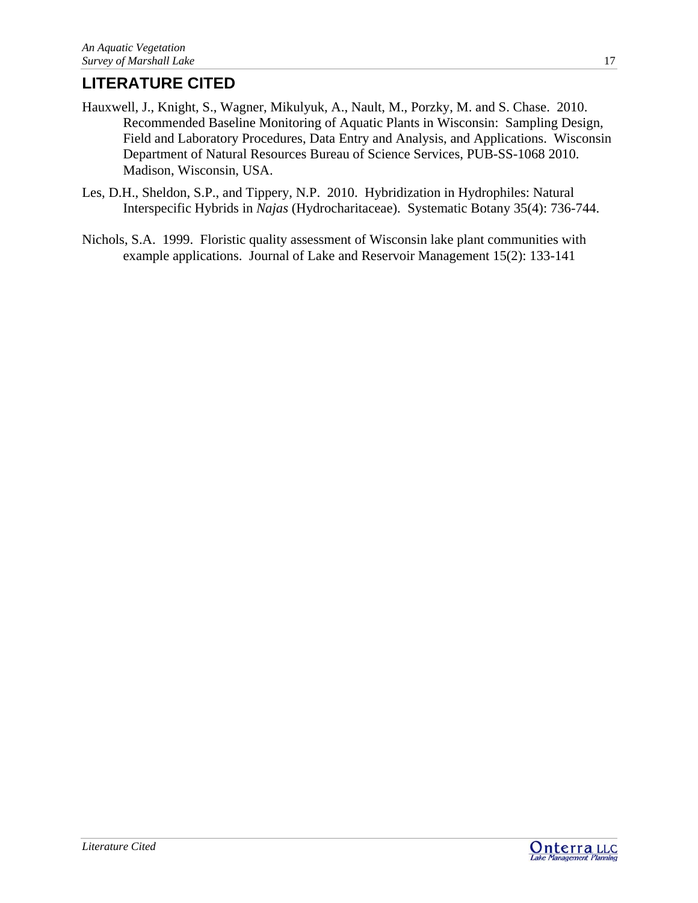# LITERATURE CITED

Hauxwell, J., Knight, S., Wagner, Mikulyuk, A., Nault, M., Porzky, M. and S. Chase. 2010. Recommended Baseline Monitoring of Aquatic Plants in Wisconsin: Sampling Design, Field and Laboratory Procedures, Data Entry and Analysis, and Applications. Wisconsin Department of Natural Resources Bureau of Science Services, PUB-SS-1068 2010. Madison, Wisconsin, USA.

Les, D.H., Sheldon, S.P., and Tippery, N.P. 2010. Hybridization in Hydrophiles: Natural Interspecific Hybrids in *Najas* (Hydrocharitaceae). Systematic Botany 35(4): 736-744.

Nichols, S.A. 1999. Floristic quality assessment of Wisconsin lake plant communities with example applications. Journal of Lake and Reservoir Management 15(2): 133-141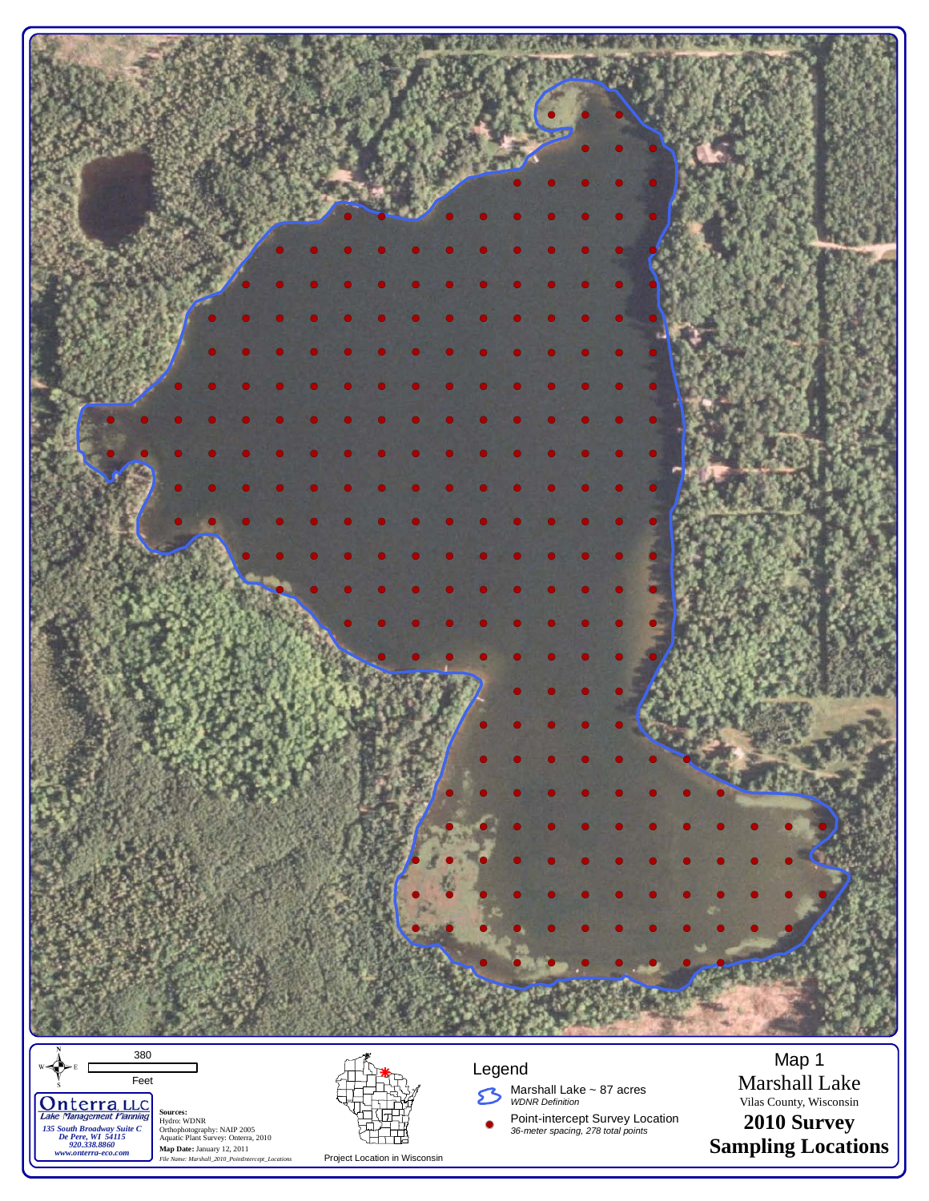380

Feet

**Onterra LLC**
*Lake Management Planning*
*135 South Broadway Suite C*
*De Pere, WI 54115*
*920.338.8860*
*www.onterra-eco.com*

**Sources:**
Hydro: WDNR
Orthophotography: NAIP 2005
Aquatic Plant Survey: Onterra, 2010
**Map Date:** January 12, 2011
*File Name: Marshall_2010_PointIntercept_Locations*

Project Location in Wisconsin

Legend

Marshall Lake ~ 87 acres
*WDNR Definition*

Point-intercept Survey Location
*36-meter spacing, 278 total points*

Map 1
Marshall Lake
Vilas County, Wisconsin
**2010 Survey**
**Sampling Locations**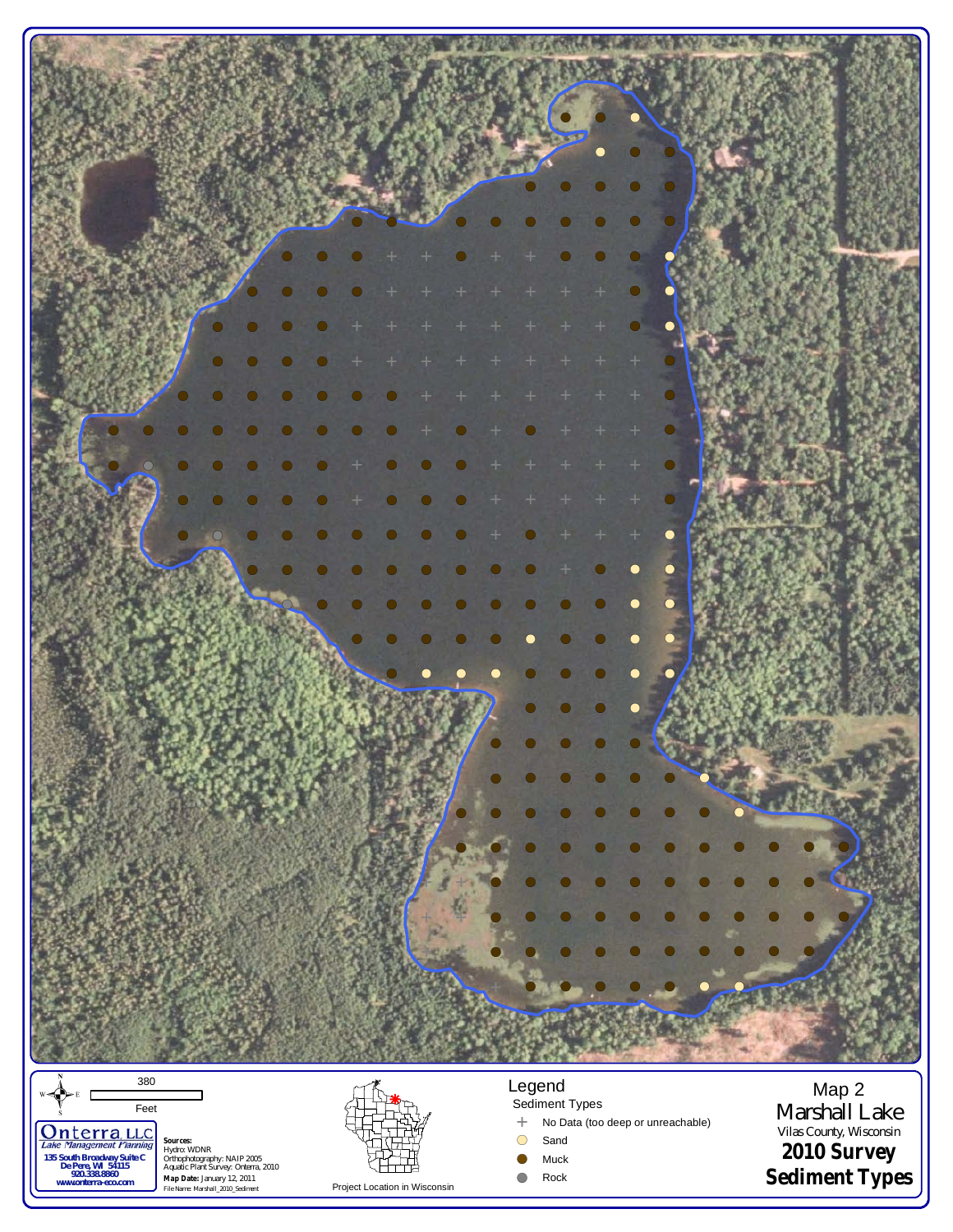380

Feet

**Onterra LLC**
*Lake Management Planning*
**135 South Broadway Suite C**
**De Pere, WI 54115**
**920.338.8860**
**www.onterra-eco.com**

**Sources:**
Hydro: WDNR
Orthophotography: NAIP 2005
Aquatic Plant Survey: Onterra, 2010
**Map Date:** January 12, 2011
File Name: Marshall_2010_Sediment

Project Location in Wisconsin

## Legend

Sediment Types

- No Data (too deep or unreachable)
- Sand
- Muck
- Rock

Map 2
Marshall Lake
Vilas County, Wisconsin
**2010 Survey**
**Sediment Types**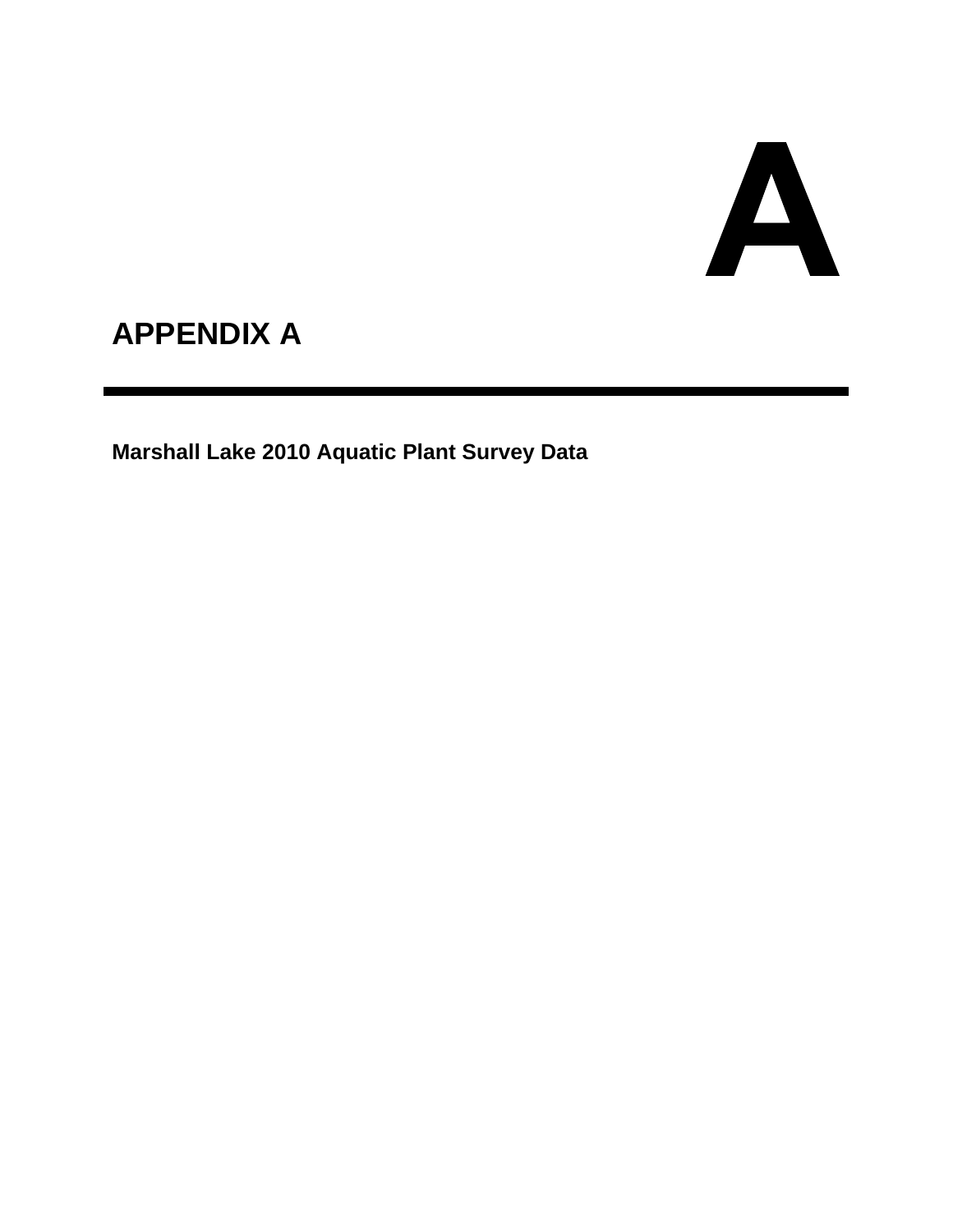# A

# APPENDIX A

**Marshall Lake 2010 Aquatic Plant Survey Data**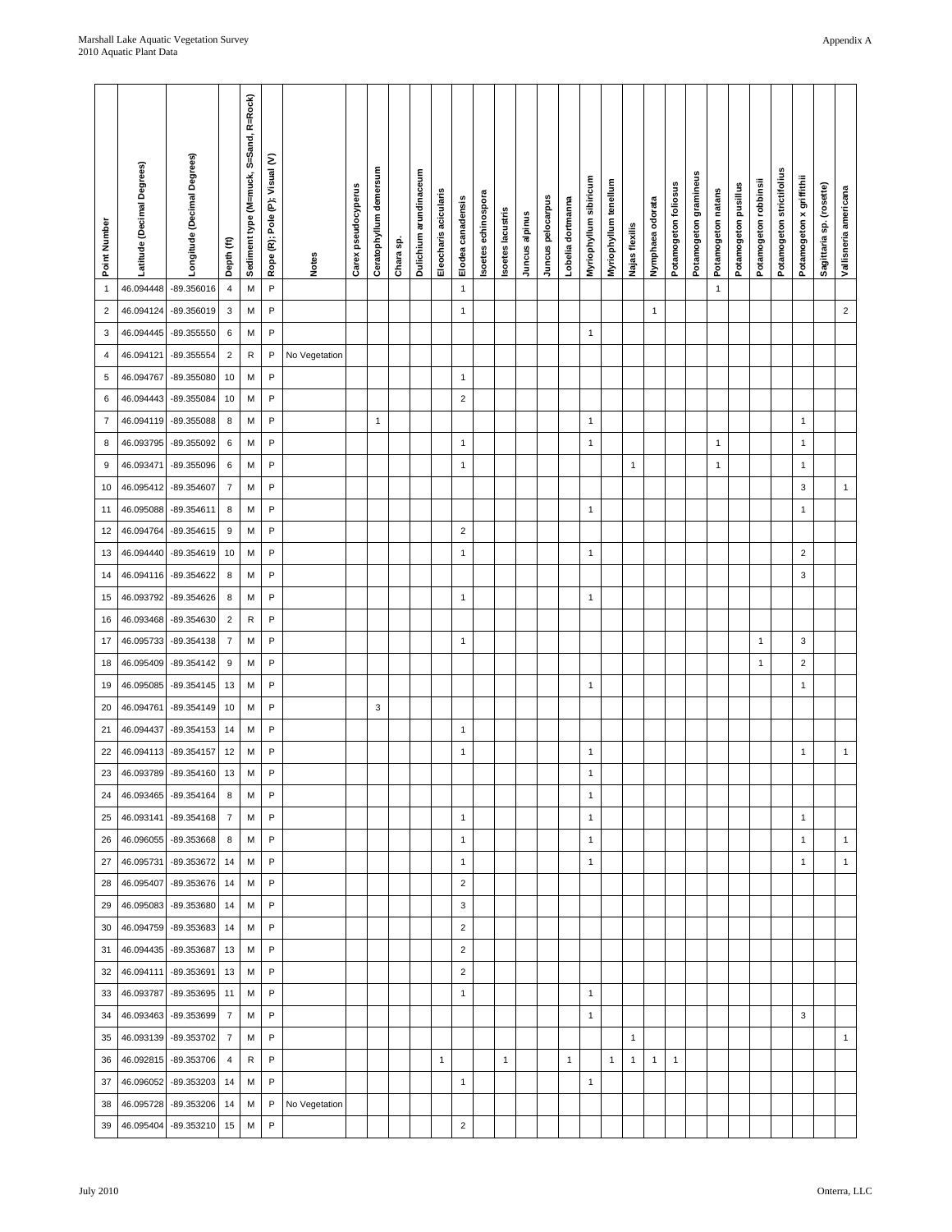| Point Number | Latitude (Decimal Degrees) | Longitude (Decimal Degrees) | Depth (ft) | Sediment type (M=muck, S=Sand, R=Rock) | Rope (R); Pole (P); Visual (V) | Notes | Carex pseudocyperus | Ceratophyllum demersum | Chara sp. | Dulichium arundinaceum | Eleocharis acicularis | Elodea canadensis | Isoetes echinospora | Isoetes lacustris | Juncus alpinus | Juncus pelocarpus | Lobelia dortmanna | Myriophyllum sibiricum | Myriophyllum tenellum | Najas flexilis | Nymphaea odorata | Potamogeton foliosus | Potamogeton gramineus | Potamogeton natans | Potamogeton pusillus | Potamogeton robbinsii | Potamogeton strictifolius | Potamogeton x griffithii | Sagittaria sp. (rosette) | Vallisneria americana |
|---|---|---|---|---|---|---|---|---|---|---|---|---|---|---|---|---|---|---|---|---|---|---|---|---|---|---|---|---|---|---|
| 1 | 46.094448 | -89.356016 | 4 | M | P | | | | | | | 1 | | | | | | | | | | | | 1 | | | | | | |
| 2 | 46.094124 | -89.356019 | 3 | M | P | | | | | | | 1 | | | | | | | | | 1 | | | | | | | | | 2 |
| 3 | 46.094445 | -89.355550 | 6 | M | P | | | | | | | | | | | | | 1 | | | | | | | | | | | | |
| 4 | 46.094121 | -89.355554 | 2 | R | P | No Vegetation | | | | | | | | | | | | | | | | | | | | | | | | |
| 5 | 46.094767 | -89.355080 | 10 | M | P | | | | | | | 1 | | | | | | | | | | | | | | | | | | |
| 6 | 46.094443 | -89.355084 | 10 | M | P | | | | | | | 2 | | | | | | | | | | | | | | | | | | |
| 7 | 46.094119 | -89.355088 | 8 | M | P | | | 1 | | | | | | | | | | 1 | | | | | | | | | | 1 | | |
| 8 | 46.093795 | -89.355092 | 6 | M | P | | | | | | | 1 | | | | | | 1 | | | | | | 1 | | | | 1 | | |
| 9 | 46.093471 | -89.355096 | 6 | M | P | | | | | | | 1 | | | | | | | | 1 | | | | 1 | | | | 1 | | |
| 10 | 46.095412 | -89.354607 | 7 | M | P | | | | | | | | | | | | | | | | | | | | | | | 3 | | 1 |
| 11 | 46.095088 | -89.354611 | 8 | M | P | | | | | | | | | | | | | 1 | | | | | | | | | | 1 | | |
| 12 | 46.094764 | -89.354615 | 9 | M | P | | | | | | | 2 | | | | | | | | | | | | | | | | | | |
| 13 | 46.094440 | -89.354619 | 10 | M | P | | | | | | | 1 | | | | | | 1 | | | | | | | | | | 2 | | |
| 14 | 46.094116 | -89.354622 | 8 | M | P | | | | | | | | | | | | | | | | | | | | | | | 3 | | |
| 15 | 46.093792 | -89.354626 | 8 | M | P | | | | | | | 1 | | | | | | 1 | | | | | | | | | | | | |
| 16 | 46.093468 | -89.354630 | 2 | R | P | | | | | | | | | | | | | | | | | | | | | | | | | |
| 17 | 46.095733 | -89.354138 | 7 | M | P | | | | | | | 1 | | | | | | | | | | | | | | 1 | | 3 | | |
| 18 | 46.095409 | -89.354142 | 9 | M | P | | | | | | | | | | | | | | | | | | | | | 1 | | 2 | | |
| 19 | 46.095085 | -89.354145 | 13 | M | P | | | | | | | | | | | | | 1 | | | | | | | | | | 1 | | |
| 20 | 46.094761 | -89.354149 | 10 | M | P | | | 3 | | | | | | | | | | | | | | | | | | | | | | |
| 21 | 46.094437 | -89.354153 | 14 | M | P | | | | | | | 1 | | | | | | | | | | | | | | | | | | |
| 22 | 46.094113 | -89.354157 | 12 | M | P | | | | | | | 1 | | | | | | 1 | | | | | | | | | | 1 | | 1 |
| 23 | 46.093789 | -89.354160 | 13 | M | P | | | | | | | | | | | | | 1 | | | | | | | | | | | | |
| 24 | 46.093465 | -89.354164 | 8 | M | P | | | | | | | | | | | | | 1 | | | | | | | | | | | | |
| 25 | 46.093141 | -89.354168 | 7 | M | P | | | | | | | 1 | | | | | | 1 | | | | | | | | | | 1 | | |
| 26 | 46.096055 | -89.353668 | 8 | M | P | | | | | | | 1 | | | | | | 1 | | | | | | | | | | 1 | | 1 |
| 27 | 46.095731 | -89.353672 | 14 | M | P | | | | | | | 1 | | | | | | 1 | | | | | | | | | | 1 | | 1 |
| 28 | 46.095407 | -89.353676 | 14 | M | P | | | | | | | 2 | | | | | | | | | | | | | | | | | | |
| 29 | 46.095083 | -89.353680 | 14 | M | P | | | | | | | 3 | | | | | | | | | | | | | | | | | | |
| 30 | 46.094759 | -89.353683 | 14 | M | P | | | | | | | 2 | | | | | | | | | | | | | | | | | | |
| 31 | 46.094435 | -89.353687 | 13 | M | P | | | | | | | 2 | | | | | | | | | | | | | | | | | | |
| 32 | 46.094111 | -89.353691 | 13 | M | P | | | | | | | 2 | | | | | | | | | | | | | | | | | | |
| 33 | 46.093787 | -89.353695 | 11 | M | P | | | | | | | 1 | | | | | | 1 | | | | | | | | | | | | |
| 34 | 46.093463 | -89.353699 | 7 | M | P | | | | | | | | | | | | | 1 | | | | | | | | | | 3 | | |
| 35 | 46.093139 | -89.353702 | 7 | M | P | | | | | | | | | | | | | | | 1 | | | | | | | | | | 1 |
| 36 | 46.092815 | -89.353706 | 4 | R | P | | | | | | 1 | | | 1 | | | 1 | | 1 | 1 | 1 | 1 | | | | | | | | |
| 37 | 46.096052 | -89.353203 | 14 | M | P | | | | | | | 1 | | | | | | 1 | | | | | | | | | | | | |
| 38 | 46.095728 | -89.353206 | 14 | M | P | No Vegetation | | | | | | | | | | | | | | | | | | | | | | | | |
| 39 | 46.095404 | -89.353210 | 15 | M | P | | | | | | | 2 | | | | | | | | | | | | | | | | | | |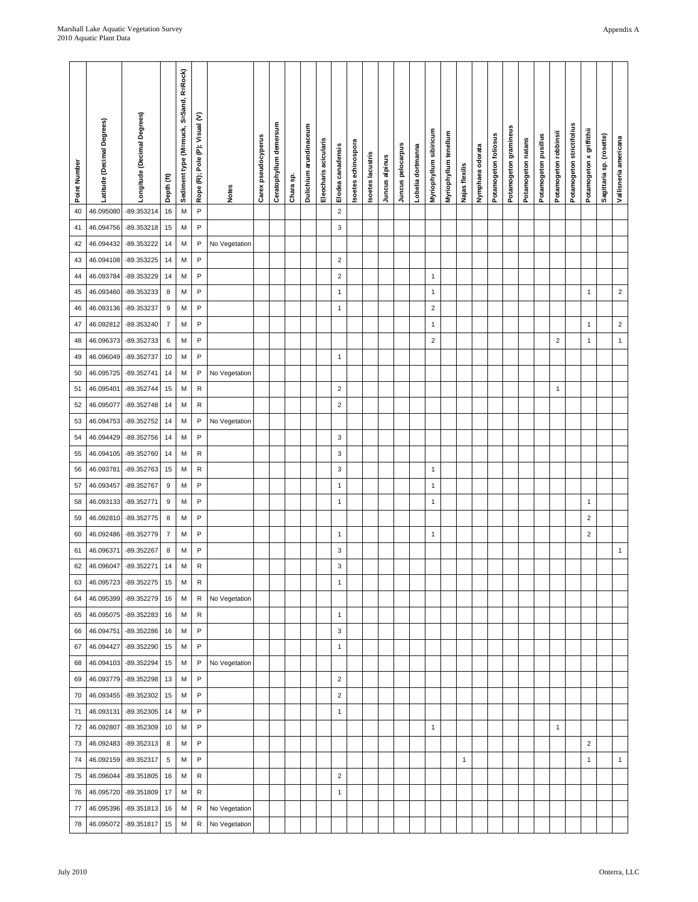| Point Number | Latitude (Decimal Degrees) | Longitude (Decimal Degrees) | Depth (ft) | Sediment type (M=muck, S=Sand, R=Rock) | Rope (R); Pole (P); Visual (V) | Notes | Carex pseudocyperus | Ceratophyllum demersum | Chara sp. | Dulichium arundinaceum | Eleocharis acicularis | Elodea canadensis | Isoetes echinospora | Isoetes lacustris | Juncus alpinus | Juncus pelocarpus | Lobelia dortmanna | Myriophyllum sibiricum | Myriophyllum tenellum | Najas flexilis | Nymphaea odorata | Potamogeton foliosus | Potamogeton gramineus | Potamogeton natans | Potamogeton pusillus | Potamogeton robbinsii | Potamogeton strictifolius | Potamogeton x griffithii | Sagittaria sp. (rosette) | Vallisneria americana |
|---|---|---|---|---|---|---|---|---|---|---|---|---|---|---|---|---|---|---|---|---|---|---|---|---|---|---|---|---|---|---|
| 40 | 46.095080 | -89.353214 | 16 | M | P | | | | | | | 2 | | | | | | | | | | | | | | | | | | |
| 41 | 46.094756 | -89.353218 | 15 | M | P | | | | | | | 3 | | | | | | | | | | | | | | | | | | |
| 42 | 46.094432 | -89.353222 | 14 | M | P | No Vegetation | | | | | | | | | | | | | | | | | | | | | | | | |
| 43 | 46.094108 | -89.353225 | 14 | M | P | | | | | | | 2 | | | | | | | | | | | | | | | | | | |
| 44 | 46.093784 | -89.353229 | 14 | M | P | | | | | | | 2 | | | | | | 1 | | | | | | | | | | | | |
| 45 | 46.093460 | -89.353233 | 8 | M | P | | | | | | | 1 | | | | | | 1 | | | | | | | | | | 1 | | 2 |
| 46 | 46.093136 | -89.353237 | 9 | M | P | | | | | | | 1 | | | | | | 2 | | | | | | | | | | | | |
| 47 | 46.092812 | -89.353240 | 7 | M | P | | | | | | | | | | | | | 1 | | | | | | | | | | 1 | | 2 |
| 48 | 46.096373 | -89.352733 | 6 | M | P | | | | | | | | | | | | | 2 | | | | | | | | 2 | | 1 | | 1 |
| 49 | 46.096049 | -89.352737 | 10 | M | P | | | | | | | 1 | | | | | | | | | | | | | | | | | | |
| 50 | 46.095725 | -89.352741 | 14 | M | P | No Vegetation | | | | | | | | | | | | | | | | | | | | | | | | |
| 51 | 46.095401 | -89.352744 | 15 | M | R | | | | | | | 2 | | | | | | | | | | | | | | 1 | | | | |
| 52 | 46.095077 | -89.352748 | 14 | M | R | | | | | | | 2 | | | | | | | | | | | | | | | | | | |
| 53 | 46.094753 | -89.352752 | 14 | M | P | No Vegetation | | | | | | | | | | | | | | | | | | | | | | | | |
| 54 | 46.094429 | -89.352756 | 14 | M | P | | | | | | | 3 | | | | | | | | | | | | | | | | | | |
| 55 | 46.094105 | -89.352760 | 14 | M | R | | | | | | | 3 | | | | | | | | | | | | | | | | | | |
| 56 | 46.093781 | -89.352763 | 15 | M | R | | | | | | | 3 | | | | | | 1 | | | | | | | | | | | | |
| 57 | 46.093457 | -89.352767 | 9 | M | P | | | | | | | 1 | | | | | | 1 | | | | | | | | | | | | |
| 58 | 46.093133 | -89.352771 | 9 | M | P | | | | | | | 1 | | | | | | 1 | | | | | | | | | | 1 | | |
| 59 | 46.092810 | -89.352775 | 8 | M | P | | | | | | | | | | | | | | | | | | | | | | | 2 | | |
| 60 | 46.092486 | -89.352779 | 7 | M | P | | | | | | | 1 | | | | | | 1 | | | | | | | | | | 2 | | |
| 61 | 46.096371 | -89.352267 | 8 | M | P | | | | | | | 3 | | | | | | | | | | | | | | | | | | 1 |
| 62 | 46.096047 | -89.352271 | 14 | M | R | | | | | | | 3 | | | | | | | | | | | | | | | | | | |
| 63 | 46.095723 | -89.352275 | 15 | M | R | | | | | | | 1 | | | | | | | | | | | | | | | | | | |
| 64 | 46.095399 | -89.352279 | 16 | M | R | No Vegetation | | | | | | | | | | | | | | | | | | | | | | | | |
| 65 | 46.095075 | -89.352283 | 16 | M | R | | | | | | | 1 | | | | | | | | | | | | | | | | | | |
| 66 | 46.094751 | -89.352286 | 16 | M | P | | | | | | | 3 | | | | | | | | | | | | | | | | | | |
| 67 | 46.094427 | -89.352290 | 15 | M | P | | | | | | | 1 | | | | | | | | | | | | | | | | | | |
| 68 | 46.094103 | -89.352294 | 15 | M | P | No Vegetation | | | | | | | | | | | | | | | | | | | | | | | | |
| 69 | 46.093779 | -89.352298 | 13 | M | P | | | | | | | 2 | | | | | | | | | | | | | | | | | | |
| 70 | 46.093455 | -89.352302 | 15 | M | P | | | | | | | 2 | | | | | | | | | | | | | | | | | | |
| 71 | 46.093131 | -89.352305 | 14 | M | P | | | | | | | 1 | | | | | | | | | | | | | | | | | | |
| 72 | 46.092807 | -89.352309 | 10 | M | P | | | | | | | | | | | | | 1 | | | | | | | | 1 | | | | |
| 73 | 46.092483 | -89.352313 | 8 | M | P | | | | | | | | | | | | | | | | | | | | | | | 2 | | |
| 74 | 46.092159 | -89.352317 | 5 | M | P | | | | | | | | | | | | | | | 1 | | | | | | | | 1 | | 1 |
| 75 | 46.096044 | -89.351805 | 16 | M | R | | | | | | | 2 | | | | | | | | | | | | | | | | | | |
| 76 | 46.095720 | -89.351809 | 17 | M | R | | | | | | | 1 | | | | | | | | | | | | | | | | | | |
| 77 | 46.095396 | -89.351813 | 16 | M | R | No Vegetation | | | | | | | | | | | | | | | | | | | | | | | | |
| 78 | 46.095072 | -89.351817 | 15 | M | R | No Vegetation | | | | | | | | | | | | | | | | | | | | | | | | |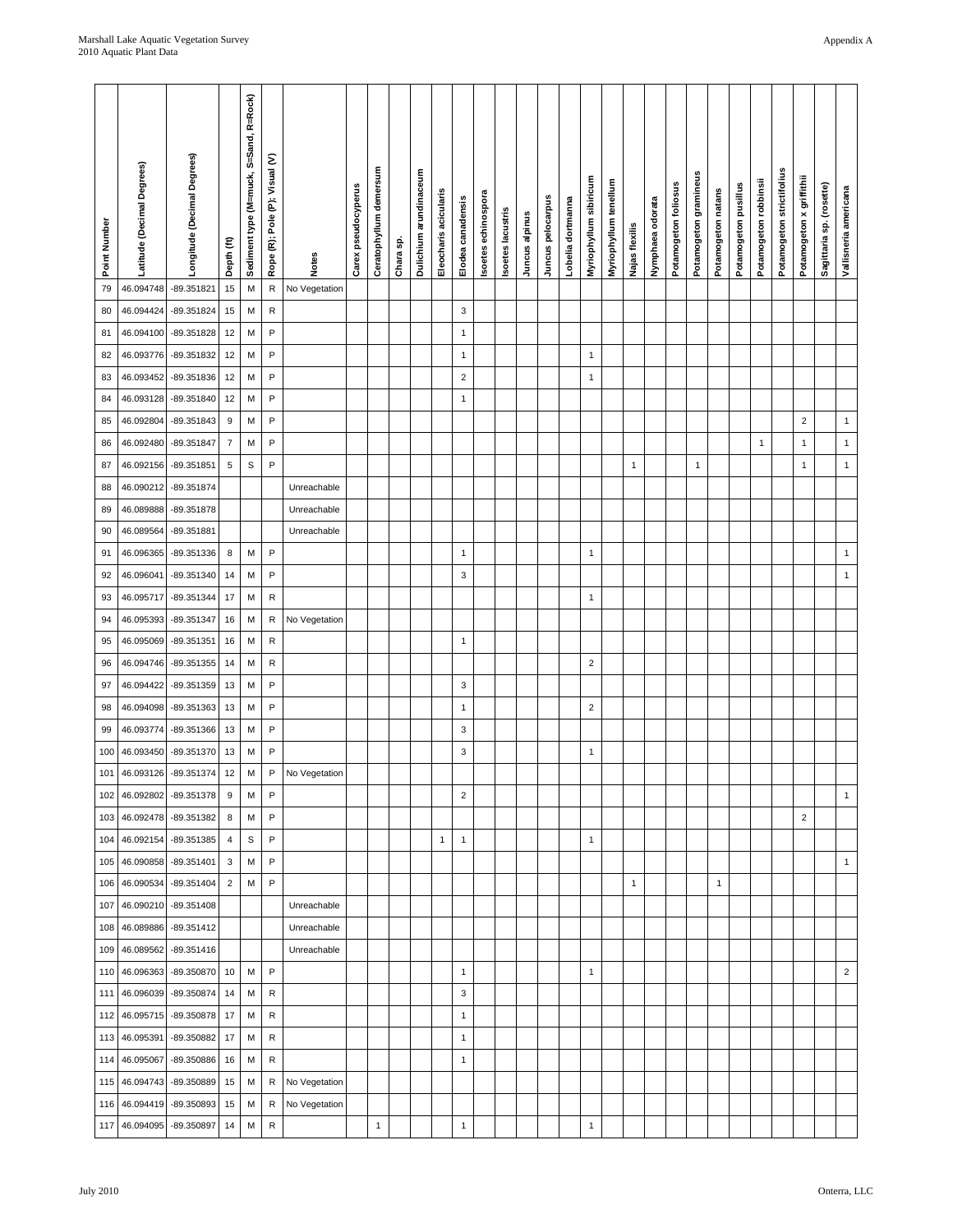| Point Number | Latitude (Decimal Degrees) | Longitude (Decimal Degrees) | Depth (ft) | Sediment type (M=muck, S=Sand, R=Rock) | Rope (R); Pole (P); Visual (V) | Notes | Carex pseudocyperus | Ceratophyllum demersum | Chara sp. | Dulichium arundinaceum | Eleocharis acicularis | Elodea canadensis | Isoetes echinospora | Isoetes lacustris | Juncus alpinus | Juncus pelocarpus | Lobelia dortmanna | Myriophyllum sibiricum | Myriophyllum tenellum | Najas flexilis | Nymphaea odorata | Potamogeton foliosus | Potamogeton gramineus | Potamogeton natans | Potamogeton pusillus | Potamogeton robbinsii | Potamogeton strictifolius | Potamogeton x griffithii | Sagittaria sp. (rosette) | Vallisneria americana |
|---|---|---|---|---|---|---|---|---|---|---|---|---|---|---|---|---|---|---|---|---|---|---|---|---|---|---|---|---|---|---|
| 79 | 46.094748 | -89.351821 | 15 | M | R | No Vegetation | | | | | | | | | | | | | | | | | | | | | | | | |
| 80 | 46.094424 | -89.351824 | 15 | M | R | | | | | | | 3 | | | | | | | | | | | | | | | | | | |
| 81 | 46.094100 | -89.351828 | 12 | M | P | | | | | | | 1 | | | | | | | | | | | | | | | | | | |
| 82 | 46.093776 | -89.351832 | 12 | M | P | | | | | | | 1 | | | | | | 1 | | | | | | | | | | | | |
| 83 | 46.093452 | -89.351836 | 12 | M | P | | | | | | | 2 | | | | | | 1 | | | | | | | | | | | | |
| 84 | 46.093128 | -89.351840 | 12 | M | P | | | | | | | 1 | | | | | | | | | | | | | | | | | | |
| 85 | 46.092804 | -89.351843 | 9 | M | P | | | | | | | | | | | | | | | | | | | | | | | 2 | | 1 |
| 86 | 46.092480 | -89.351847 | 7 | M | P | | | | | | | | | | | | | | | | | | | | | 1 | | 1 | | 1 |
| 87 | 46.092156 | -89.351851 | 5 | S | P | | | | | | | | | | | | | | | 1 | | | 1 | | | | | 1 | | 1 |
| 88 | 46.090212 | -89.351874 | | | | Unreachable | | | | | | | | | | | | | | | | | | | | | | | | |
| 89 | 46.089888 | -89.351878 | | | | Unreachable | | | | | | | | | | | | | | | | | | | | | | | | |
| 90 | 46.089564 | -89.351881 | | | | Unreachable | | | | | | | | | | | | | | | | | | | | | | | | |
| 91 | 46.096365 | -89.351336 | 8 | M | P | | | | | | | 1 | | | | | | 1 | | | | | | | | | | | | 1 |
| 92 | 46.096041 | -89.351340 | 14 | M | P | | | | | | | 3 | | | | | | | | | | | | | | | | | | 1 |
| 93 | 46.095717 | -89.351344 | 17 | M | R | | | | | | | | | | | | | 1 | | | | | | | | | | | | |
| 94 | 46.095393 | -89.351347 | 16 | M | R | No Vegetation | | | | | | | | | | | | | | | | | | | | | | | | |
| 95 | 46.095069 | -89.351351 | 16 | M | R | | | | | | | 1 | | | | | | | | | | | | | | | | | | |
| 96 | 46.094746 | -89.351355 | 14 | M | R | | | | | | | | | | | | | 2 | | | | | | | | | | | | |
| 97 | 46.094422 | -89.351359 | 13 | M | P | | | | | | | 3 | | | | | | | | | | | | | | | | | | |
| 98 | 46.094098 | -89.351363 | 13 | M | P | | | | | | | 1 | | | | | | 2 | | | | | | | | | | | | |
| 99 | 46.093774 | -89.351366 | 13 | M | P | | | | | | | 3 | | | | | | | | | | | | | | | | | | |
| 100 | 46.093450 | -89.351370 | 13 | M | P | | | | | | | 3 | | | | | | 1 | | | | | | | | | | | | |
| 101 | 46.093126 | -89.351374 | 12 | M | P | No Vegetation | | | | | | | | | | | | | | | | | | | | | | | | |
| 102 | 46.092802 | -89.351378 | 9 | M | P | | | | | | | 2 | | | | | | | | | | | | | | | | | | 1 |
| 103 | 46.092478 | -89.351382 | 8 | M | P | | | | | | | | | | | | | | | | | | | | | | | 2 | | |
| 104 | 46.092154 | -89.351385 | 4 | S | P | | | | | | 1 | 1 | | | | | | 1 | | | | | | | | | | | | |
| 105 | 46.090858 | -89.351401 | 3 | M | P | | | | | | | | | | | | | | | | | | | | | | | | | 1 |
| 106 | 46.090534 | -89.351404 | 2 | M | P | | | | | | | | | | | | | | | 1 | | | | 1 | | | | | | |
| 107 | 46.090210 | -89.351408 | | | | Unreachable | | | | | | | | | | | | | | | | | | | | | | | | |
| 108 | 46.089886 | -89.351412 | | | | Unreachable | | | | | | | | | | | | | | | | | | | | | | | | |
| 109 | 46.089562 | -89.351416 | | | | Unreachable | | | | | | | | | | | | | | | | | | | | | | | | |
| 110 | 46.096363 | -89.350870 | 10 | M | P | | | | | | | 1 | | | | | | 1 | | | | | | | | | | | | 2 |
| 111 | 46.096039 | -89.350874 | 14 | M | R | | | | | | | 3 | | | | | | | | | | | | | | | | | | |
| 112 | 46.095715 | -89.350878 | 17 | M | R | | | | | | | 1 | | | | | | | | | | | | | | | | | | |
| 113 | 46.095391 | -89.350882 | 17 | M | R | | | | | | | 1 | | | | | | | | | | | | | | | | | | |
| 114 | 46.095067 | -89.350886 | 16 | M | R | | | | | | | 1 | | | | | | | | | | | | | | | | | | |
| 115 | 46.094743 | -89.350889 | 15 | M | R | No Vegetation | | | | | | | | | | | | | | | | | | | | | | | | |
| 116 | 46.094419 | -89.350893 | 15 | M | R | No Vegetation | | | | | | | | | | | | | | | | | | | | | | | | |
| 117 | 46.094095 | -89.350897 | 14 | M | R | | | 1 | | | | 1 | | | | | | 1 | | | | | | | | | | | | |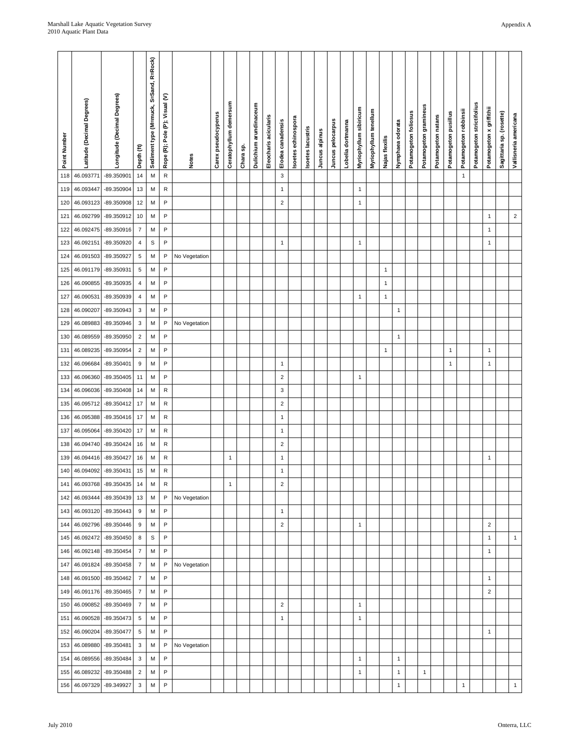| Point Number | Latitude (Decimal Degrees) | Longitude (Decimal Degrees) | Depth (ft) | Sediment type (M=muck, S=Sand, R=Rock) | Rope (R); Pole (P); Visual (V) | Notes | Carex pseudocyperus | Ceratophyllum demersum | Chara sp. | Dulichium arundinaceum | Eleocharis acicularis | Elodea canadensis | Isoetes echinospora | Isoetes lacustris | Juncus alpinus | Juncus pelocarpus | Lobelia dortmanna | Myriophyllum sibiricum | Myriophyllum tenellum | Najas flexilis | Nymphaea odorata | Potamogeton foliosus | Potamogeton gramineus | Potamogeton natans | Potamogeton pusillus | Potamogeton robbinsii | Potamogeton strictifolius | Potamogeton x griffithii | Sagittaria sp. (rosette) | Vallisneria americana |
|---|---|---|---|---|---|---|---|---|---|---|---|---|---|---|---|---|---|---|---|---|---|---|---|---|---|---|---|---|---|---|
| 118 | 46.093771 | -89.350901 | 14 | M | R | | | | | | | 3 | | | | | | | | | | | | | | 1 | | | | |
| 119 | 46.093447 | -89.350904 | 13 | M | R | | | | | | | 1 | | | | | | 1 | | | | | | | | | | | | |
| 120 | 46.093123 | -89.350908 | 12 | M | P | | | | | | | 2 | | | | | | 1 | | | | | | | | | | | | |
| 121 | 46.092799 | -89.350912 | 10 | M | P | | | | | | | | | | | | | | | | | | | | | | | 1 | | 2 |
| 122 | 46.092475 | -89.350916 | 7 | M | P | | | | | | | | | | | | | | | | | | | | | | | 1 | | |
| 123 | 46.092151 | -89.350920 | 4 | S | P | | | | | | | 1 | | | | | | 1 | | | | | | | | | | 1 | | |
| 124 | 46.091503 | -89.350927 | 5 | M | P | No Vegetation | | | | | | | | | | | | | | | | | | | | | | | | |
| 125 | 46.091179 | -89.350931 | 5 | M | P | | | | | | | | | | | | | | | 1 | | | | | | | | | | |
| 126 | 46.090855 | -89.350935 | 4 | M | P | | | | | | | | | | | | | | | 1 | | | | | | | | | | |
| 127 | 46.090531 | -89.350939 | 4 | M | P | | | | | | | | | | | | | 1 | | 1 | | | | | | | | | | |
| 128 | 46.090207 | -89.350943 | 3 | M | P | | | | | | | | | | | | | | | | 1 | | | | | | | | | |
| 129 | 46.089883 | -89.350946 | 3 | M | P | No Vegetation | | | | | | | | | | | | | | | | | | | | | | | | |
| 130 | 46.089559 | -89.350950 | 2 | M | P | | | | | | | | | | | | | | | | 1 | | | | | | | | | |
| 131 | 46.089235 | -89.350954 | 2 | M | P | | | | | | | | | | | | | | | 1 | | | | | 1 | | | 1 | | |
| 132 | 46.096684 | -89.350401 | 9 | M | P | | | | | | | 1 | | | | | | | | | | | | | 1 | | | 1 | | |
| 133 | 46.096360 | -89.350405 | 11 | M | P | | | | | | | 2 | | | | | | 1 | | | | | | | | | | | | |
| 134 | 46.096036 | -89.350408 | 14 | M | R | | | | | | | 3 | | | | | | | | | | | | | | | | | | |
| 135 | 46.095712 | -89.350412 | 17 | M | R | | | | | | | 2 | | | | | | | | | | | | | | | | | | |
| 136 | 46.095388 | -89.350416 | 17 | M | R | | | | | | | 1 | | | | | | | | | | | | | | | | | | |
| 137 | 46.095064 | -89.350420 | 17 | M | R | | | | | | | 1 | | | | | | | | | | | | | | | | | | |
| 138 | 46.094740 | -89.350424 | 16 | M | R | | | | | | | 2 | | | | | | | | | | | | | | | | | | |
| 139 | 46.094416 | -89.350427 | 16 | M | R | | | 1 | | | | 1 | | | | | | | | | | | | | | | | 1 | | |
| 140 | 46.094092 | -89.350431 | 15 | M | R | | | | | | | 1 | | | | | | | | | | | | | | | | | | |
| 141 | 46.093768 | -89.350435 | 14 | M | R | | | 1 | | | | 2 | | | | | | | | | | | | | | | | | | |
| 142 | 46.093444 | -89.350439 | 13 | M | P | No Vegetation | | | | | | | | | | | | | | | | | | | | | | | | |
| 143 | 46.093120 | -89.350443 | 9 | M | P | | | | | | | 1 | | | | | | | | | | | | | | | | | | |
| 144 | 46.092796 | -89.350446 | 9 | M | P | | | | | | | 2 | | | | | | 1 | | | | | | | | | | 2 | | |
| 145 | 46.092472 | -89.350450 | 8 | S | P | | | | | | | | | | | | | | | | | | | | | | | 1 | | 1 |
| 146 | 46.092148 | -89.350454 | 7 | M | P | | | | | | | | | | | | | | | | | | | | | | | 1 | | |
| 147 | 46.091824 | -89.350458 | 7 | M | P | No Vegetation | | | | | | | | | | | | | | | | | | | | | | | | |
| 148 | 46.091500 | -89.350462 | 7 | M | P | | | | | | | | | | | | | | | | | | | | | | | 1 | | |
| 149 | 46.091176 | -89.350465 | 7 | M | P | | | | | | | | | | | | | | | | | | | | | | | 2 | | |
| 150 | 46.090852 | -89.350469 | 7 | M | P | | | | | | | 2 | | | | | | 1 | | | | | | | | | | | | |
| 151 | 46.090528 | -89.350473 | 5 | M | P | | | | | | | 1 | | | | | | 1 | | | | | | | | | | | | |
| 152 | 46.090204 | -89.350477 | 5 | M | P | | | | | | | | | | | | | | | | | | | | | | | 1 | | |
| 153 | 46.089880 | -89.350481 | 3 | M | P | No Vegetation | | | | | | | | | | | | | | | | | | | | | | | | |
| 154 | 46.089556 | -89.350484 | 3 | M | P | | | | | | | | | | | | | 1 | | | 1 | | | | | | | | | |
| 155 | 46.089232 | -89.350488 | 2 | M | P | | | | | | | | | | | | | 1 | | | 1 | | 1 | | | | | | | |
| 156 | 46.097329 | -89.349927 | 3 | M | P | | | | | | | | | | | | | | | | 1 | | | | | 1 | | | | 1 |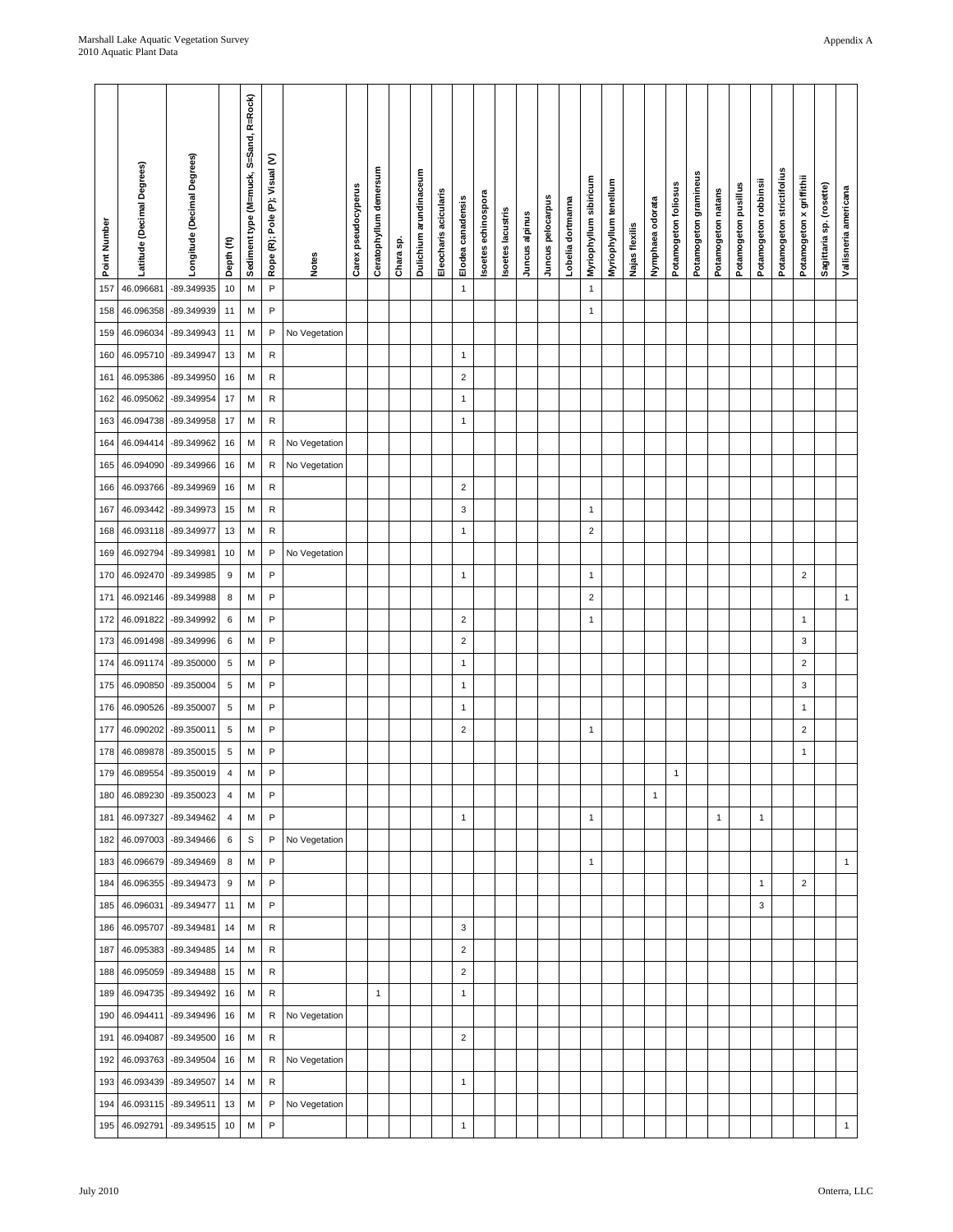| Point Number | Latitude (Decimal Degrees) | Longitude (Decimal Degrees) | Depth (ft) | Sediment type (M=muck, S=Sand, R=Rock) | Rope (R); Pole (P); Visual (V) | Notes | Carex pseudocyperus | Ceratophyllum demersum | Chara sp. | Dulichium arundinaceum | Eleocharis acicularis | Elodea canadensis | Isoetes echinospora | Isoetes lacustris | Juncus alpinus | Juncus pelocarpus | Lobelia dortmanna | Myriophyllum sibiricum | Myriophyllum tenellum | Najas flexilis | Nymphaea odorata | Potamogeton foliosus | Potamogeton gramineus | Potamogeton natans | Potamogeton pusillus | Potamogeton robbinsii | Potamogeton strictifolius | Potamogeton x griffithii | Sagittaria sp. (rosette) | Vallisneria americana |
|---|---|---|---|---|---|---|---|---|---|---|---|---|---|---|---|---|---|---|---|---|---|---|---|---|---|---|---|---|---|---|
| 157 | 46.096681 | -89.349935 | 10 | M | P | | | | | | | 1 | | | | | | 1 | | | | | | | | | | | | |
| 158 | 46.096358 | -89.349939 | 11 | M | P | | | | | | | | | | | | | 1 | | | | | | | | | | | | |
| 159 | 46.096034 | -89.349943 | 11 | M | P | No Vegetation | | | | | | | | | | | | | | | | | | | | | | | | |
| 160 | 46.095710 | -89.349947 | 13 | M | R | | | | | | | 1 | | | | | | | | | | | | | | | | | | |
| 161 | 46.095386 | -89.349950 | 16 | M | R | | | | | | | 2 | | | | | | | | | | | | | | | | | | |
| 162 | 46.095062 | -89.349954 | 17 | M | R | | | | | | | 1 | | | | | | | | | | | | | | | | | | |
| 163 | 46.094738 | -89.349958 | 17 | M | R | | | | | | | 1 | | | | | | | | | | | | | | | | | | |
| 164 | 46.094414 | -89.349962 | 16 | M | R | No Vegetation | | | | | | | | | | | | | | | | | | | | | | | | |
| 165 | 46.094090 | -89.349966 | 16 | M | R | No Vegetation | | | | | | | | | | | | | | | | | | | | | | | | |
| 166 | 46.093766 | -89.349969 | 16 | M | R | | | | | | | 2 | | | | | | | | | | | | | | | | | | |
| 167 | 46.093442 | -89.349973 | 15 | M | R | | | | | | | 3 | | | | | | 1 | | | | | | | | | | | | |
| 168 | 46.093118 | -89.349977 | 13 | M | R | | | | | | | 1 | | | | | | 2 | | | | | | | | | | | | |
| 169 | 46.092794 | -89.349981 | 10 | M | P | No Vegetation | | | | | | | | | | | | | | | | | | | | | | | | |
| 170 | 46.092470 | -89.349985 | 9 | M | P | | | | | | | 1 | | | | | | 1 | | | | | | | | | | 2 | | |
| 171 | 46.092146 | -89.349988 | 8 | M | P | | | | | | | | | | | | | 2 | | | | | | | | | | | | 1 |
| 172 | 46.091822 | -89.349992 | 6 | M | P | | | | | | | 2 | | | | | | 1 | | | | | | | | | | 1 | | |
| 173 | 46.091498 | -89.349996 | 6 | M | P | | | | | | | 2 | | | | | | | | | | | | | | | | 3 | | |
| 174 | 46.091174 | -89.350000 | 5 | M | P | | | | | | | 1 | | | | | | | | | | | | | | | | 2 | | |
| 175 | 46.090850 | -89.350004 | 5 | M | P | | | | | | | 1 | | | | | | | | | | | | | | | | 3 | | |
| 176 | 46.090526 | -89.350007 | 5 | M | P | | | | | | | 1 | | | | | | | | | | | | | | | | 1 | | |
| 177 | 46.090202 | -89.350011 | 5 | M | P | | | | | | | 2 | | | | | | 1 | | | | | | | | | | 2 | | |
| 178 | 46.089878 | -89.350015 | 5 | M | P | | | | | | | | | | | | | | | | | | | | | | | 1 | | |
| 179 | 46.089554 | -89.350019 | 4 | M | P | | | | | | | | | | | | | | | | | 1 | | | | | | | | |
| 180 | 46.089230 | -89.350023 | 4 | M | P | | | | | | | | | | | | | | | | 1 | | | | | | | | | |
| 181 | 46.097327 | -89.349462 | 4 | M | P | | | | | | | 1 | | | | | | 1 | | | | | | 1 | | 1 | | | | |
| 182 | 46.097003 | -89.349466 | 6 | S | P | No Vegetation | | | | | | | | | | | | | | | | | | | | | | | | |
| 183 | 46.096679 | -89.349469 | 8 | M | P | | | | | | | | | | | | | 1 | | | | | | | | | | | | 1 |
| 184 | 46.096355 | -89.349473 | 9 | M | P | | | | | | | | | | | | | | | | | | | | | 1 | | 2 | | |
| 185 | 46.096031 | -89.349477 | 11 | M | P | | | | | | | | | | | | | | | | | | | | | 3 | | | | |
| 186 | 46.095707 | -89.349481 | 14 | M | R | | | | | | | 3 | | | | | | | | | | | | | | | | | | |
| 187 | 46.095383 | -89.349485 | 14 | M | R | | | | | | | 2 | | | | | | | | | | | | | | | | | | |
| 188 | 46.095059 | -89.349488 | 15 | M | R | | | | | | | 2 | | | | | | | | | | | | | | | | | | |
| 189 | 46.094735 | -89.349492 | 16 | M | R | | | 1 | | | | 1 | | | | | | | | | | | | | | | | | | |
| 190 | 46.094411 | -89.349496 | 16 | M | R | No Vegetation | | | | | | | | | | | | | | | | | | | | | | | | |
| 191 | 46.094087 | -89.349500 | 16 | M | R | | | | | | | 2 | | | | | | | | | | | | | | | | | | |
| 192 | 46.093763 | -89.349504 | 16 | M | R | No Vegetation | | | | | | | | | | | | | | | | | | | | | | | | |
| 193 | 46.093439 | -89.349507 | 14 | M | R | | | | | | | 1 | | | | | | | | | | | | | | | | | | |
| 194 | 46.093115 | -89.349511 | 13 | M | P | No Vegetation | | | | | | | | | | | | | | | | | | | | | | | | |
| 195 | 46.092791 | -89.349515 | 10 | M | P | | | | | | | 1 | | | | | | | | | | | | | | | | | | 1 |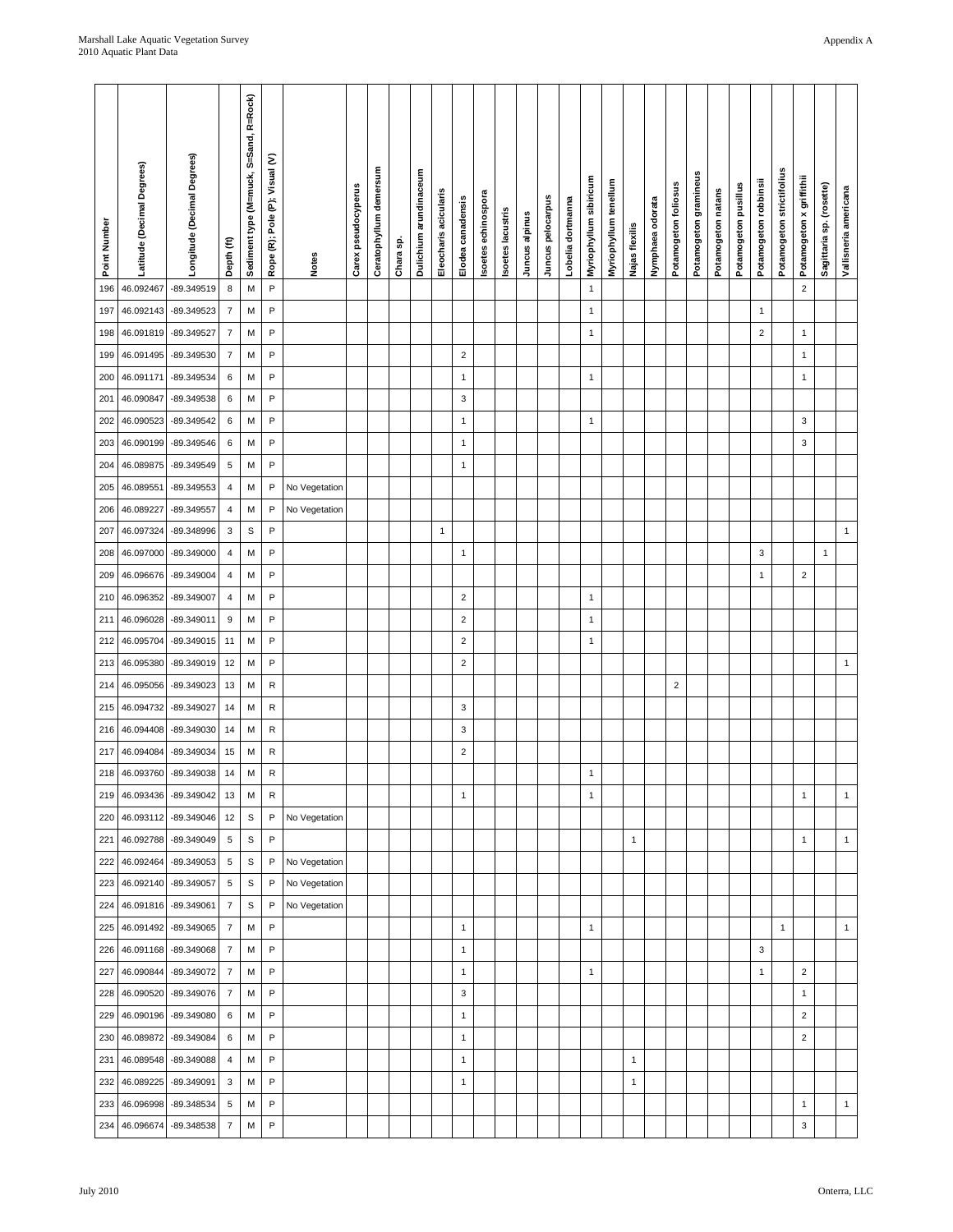| Point Number | Latitude (Decimal Degrees) | Longitude (Decimal Degrees) | Depth (ft) | Sediment type (M=muck, S=Sand, R=Rock) | Rope (R); Pole (P); Visual (V) | Notes | Carex pseudocyperus | Ceratophyllum demersum | Chara sp. | Dulichium arundinaceum | Eleocharis acicularis | Elodea canadensis | Isoetes echinospora | Isoetes lacustris | Juncus alpinus | Juncus pelocarpus | Lobelia dortmanna | Myriophyllum sibiricum | Myriophyllum tenellum | Najas flexilis | Nymphaea odorata | Potamogeton foliosus | Potamogeton gramineus | Potamogeton natans | Potamogeton pusillus | Potamogeton robbinsii | Potamogeton strictifolius | Potamogeton x griffithii | Sagittaria sp. (rosette) | Vallisneria americana |
|---|---|---|---|---|---|---|---|---|---|---|---|---|---|---|---|---|---|---|---|---|---|---|---|---|---|---|---|---|---|---|
| 196 | 46.092467 | -89.349519 | 8 | M | P | | | | | | | | | | | | | 1 | | | | | | | | | | 2 | | |
| 197 | 46.092143 | -89.349523 | 7 | M | P | | | | | | | | | | | | | 1 | | | | | | | | 1 | | | | |
| 198 | 46.091819 | -89.349527 | 7 | M | P | | | | | | | | | | | | | 1 | | | | | | | | 2 | | 1 | | |
| 199 | 46.091495 | -89.349530 | 7 | M | P | | | | | | | 2 | | | | | | | | | | | | | | | | 1 | | |
| 200 | 46.091171 | -89.349534 | 6 | M | P | | | | | | | 1 | | | | | | 1 | | | | | | | | | | 1 | | |
| 201 | 46.090847 | -89.349538 | 6 | M | P | | | | | | | 3 | | | | | | | | | | | | | | | | | | |
| 202 | 46.090523 | -89.349542 | 6 | M | P | | | | | | | 1 | | | | | | 1 | | | | | | | | | | 3 | | |
| 203 | 46.090199 | -89.349546 | 6 | M | P | | | | | | | 1 | | | | | | | | | | | | | | | | 3 | | |
| 204 | 46.089875 | -89.349549 | 5 | M | P | | | | | | | 1 | | | | | | | | | | | | | | | | | | |
| 205 | 46.089551 | -89.349553 | 4 | M | P | No Vegetation | | | | | | | | | | | | | | | | | | | | | | | | |
| 206 | 46.089227 | -89.349557 | 4 | M | P | No Vegetation | | | | | | | | | | | | | | | | | | | | | | | | |
| 207 | 46.097324 | -89.348996 | 3 | S | P | | | | | | 1 | | | | | | | | | | | | | | | | | | | 1 |
| 208 | 46.097000 | -89.349000 | 4 | M | P | | | | | | | 1 | | | | | | | | | | | | | | 3 | | | 1 | |
| 209 | 46.096676 | -89.349004 | 4 | M | P | | | | | | | | | | | | | | | | | | | | | 1 | | 2 | | |
| 210 | 46.096352 | -89.349007 | 4 | M | P | | | | | | | 2 | | | | | | 1 | | | | | | | | | | | | |
| 211 | 46.096028 | -89.349011 | 9 | M | P | | | | | | | 2 | | | | | | 1 | | | | | | | | | | | | |
| 212 | 46.095704 | -89.349015 | 11 | M | P | | | | | | | 2 | | | | | | 1 | | | | | | | | | | | | |
| 213 | 46.095380 | -89.349019 | 12 | M | P | | | | | | | 2 | | | | | | | | | | | | | | | | | | 1 |
| 214 | 46.095056 | -89.349023 | 13 | M | R | | | | | | | | | | | | | | | | | 2 | | | | | | | | |
| 215 | 46.094732 | -89.349027 | 14 | M | R | | | | | | | 3 | | | | | | | | | | | | | | | | | | |
| 216 | 46.094408 | -89.349030 | 14 | M | R | | | | | | | 3 | | | | | | | | | | | | | | | | | | |
| 217 | 46.094084 | -89.349034 | 15 | M | R | | | | | | | 2 | | | | | | | | | | | | | | | | | | |
| 218 | 46.093760 | -89.349038 | 14 | M | R | | | | | | | | | | | | | 1 | | | | | | | | | | | | |
| 219 | 46.093436 | -89.349042 | 13 | M | R | | | | | | | 1 | | | | | | 1 | | | | | | | | | | 1 | | 1 |
| 220 | 46.093112 | -89.349046 | 12 | S | P | No Vegetation | | | | | | | | | | | | | | | | | | | | | | | | |
| 221 | 46.092788 | -89.349049 | 5 | S | P | | | | | | | | | | | | | | | 1 | | | | | | | | 1 | | 1 |
| 222 | 46.092464 | -89.349053 | 5 | S | P | No Vegetation | | | | | | | | | | | | | | | | | | | | | | | | |
| 223 | 46.092140 | -89.349057 | 5 | S | P | No Vegetation | | | | | | | | | | | | | | | | | | | | | | | | |
| 224 | 46.091816 | -89.349061 | 7 | S | P | No Vegetation | | | | | | | | | | | | | | | | | | | | | | | | |
| 225 | 46.091492 | -89.349065 | 7 | M | P | | | | | | | 1 | | | | | | 1 | | | | | | | | | 1 | | | 1 |
| 226 | 46.091168 | -89.349068 | 7 | M | P | | | | | | | 1 | | | | | | | | | | | | | | 3 | | | | |
| 227 | 46.090844 | -89.349072 | 7 | M | P | | | | | | | 1 | | | | | | 1 | | | | | | | | 1 | | 2 | | |
| 228 | 46.090520 | -89.349076 | 7 | M | P | | | | | | | 3 | | | | | | | | | | | | | | | | 1 | | |
| 229 | 46.090196 | -89.349080 | 6 | M | P | | | | | | | 1 | | | | | | | | | | | | | | | | 2 | | |
| 230 | 46.089872 | -89.349084 | 6 | M | P | | | | | | | 1 | | | | | | | | | | | | | | | | 2 | | |
| 231 | 46.089548 | -89.349088 | 4 | M | P | | | | | | | 1 | | | | | | | | 1 | | | | | | | | | | |
| 232 | 46.089225 | -89.349091 | 3 | M | P | | | | | | | 1 | | | | | | | | 1 | | | | | | | | | | |
| 233 | 46.096998 | -89.348534 | 5 | M | P | | | | | | | | | | | | | | | | | | | | | | | 1 | | 1 |
| 234 | 46.096674 | -89.348538 | 7 | M | P | | | | | | | | | | | | | | | | | | | | | | | 3 | | |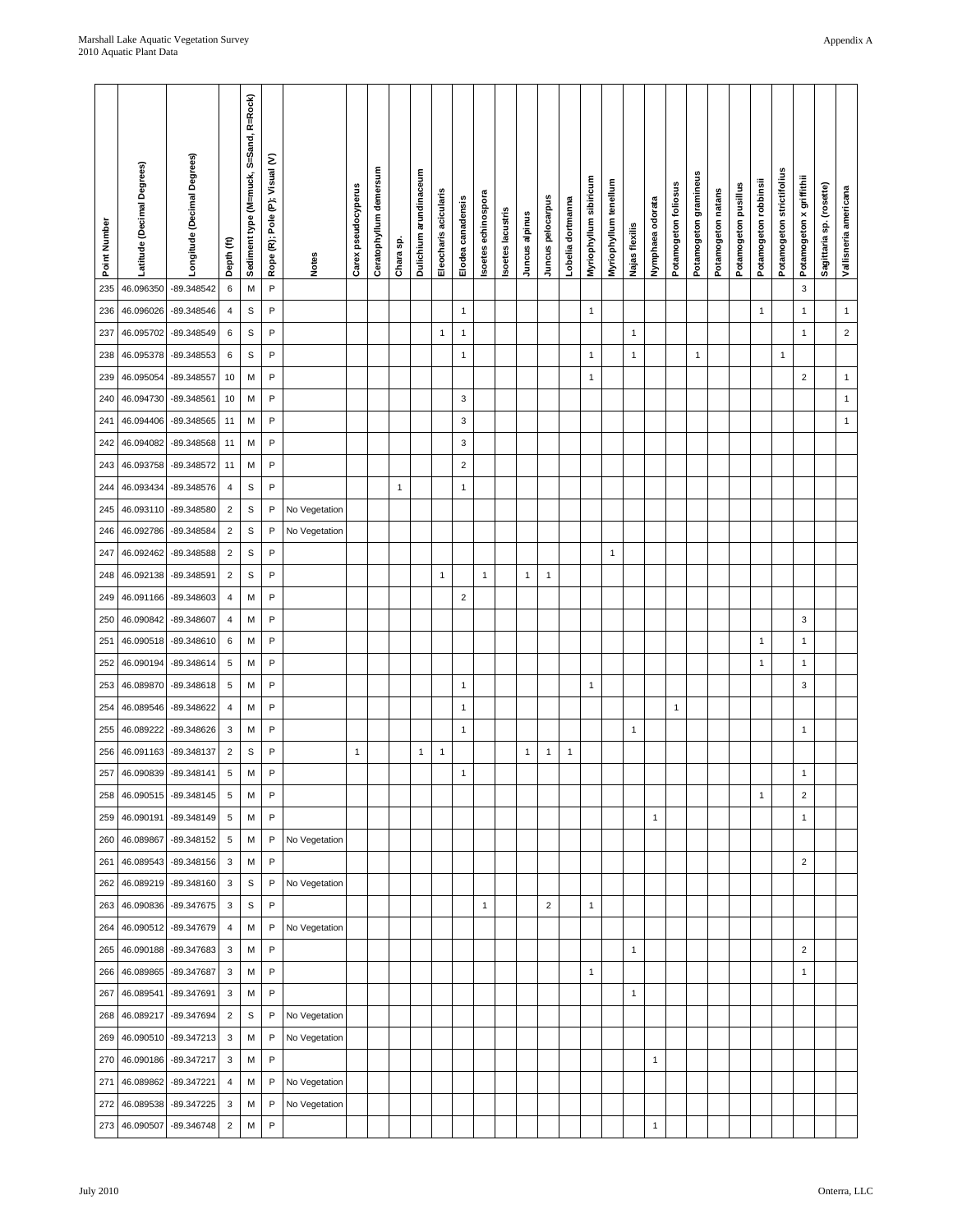| Point Number | Latitude (Decimal Degrees) | Longitude (Decimal Degrees) | Depth (ft) | Sediment type (M=muck, S=Sand, R=Rock) | Rope (R); Pole (P); Visual (V) | Notes | Carex pseudocyperus | Ceratophyllum demersum | Chara sp. | Dulichium arundinaceum | Eleocharis acicularis | Elodea canadensis | Isoetes echinospora | Isoetes lacustris | Juncus alpinus | Juncus pelocarpus | Lobelia dortmanna | Myriophyllum sibiricum | Myriophyllum tenellum | Najas flexilis | Nymphaea odorata | Potamogeton foliosus | Potamogeton gramineus | Potamogeton natans | Potamogeton pusillus | Potamogeton robbinsii | Potamogeton strictifolius | Potamogeton x griffithii | Sagittaria sp. (rosette) | Vallisneria americana |
|---|---|---|---|---|---|---|---|---|---|---|---|---|---|---|---|---|---|---|---|---|---|---|---|---|---|---|---|---|---|---|
| 235 | 46.096350 | -89.348542 | 6 | M | P | | | | | | | | | | | | | | | | | | | | | | | 3 | | |
| 236 | 46.096026 | -89.348546 | 4 | S | P | | | | | | | 1 | | | | | | 1 | | | | | | | | 1 | | 1 | | 1 |
| 237 | 46.095702 | -89.348549 | 6 | S | P | | | | | | 1 | 1 | | | | | | | | 1 | | | | | | | | 1 | | 2 |
| 238 | 46.095378 | -89.348553 | 6 | S | P | | | | | | | 1 | | | | | | 1 | | 1 | | | 1 | | | | 1 | | | |
| 239 | 46.095054 | -89.348557 | 10 | M | P | | | | | | | | | | | | | 1 | | | | | | | | | | 2 | | 1 |
| 240 | 46.094730 | -89.348561 | 10 | M | P | | | | | | | 3 | | | | | | | | | | | | | | | | | | 1 |
| 241 | 46.094406 | -89.348565 | 11 | M | P | | | | | | | 3 | | | | | | | | | | | | | | | | | | 1 |
| 242 | 46.094082 | -89.348568 | 11 | M | P | | | | | | | 3 | | | | | | | | | | | | | | | | | | |
| 243 | 46.093758 | -89.348572 | 11 | M | P | | | | | | | 2 | | | | | | | | | | | | | | | | | | |
| 244 | 46.093434 | -89.348576 | 4 | S | P | | | | 1 | | | 1 | | | | | | | | | | | | | | | | | | |
| 245 | 46.093110 | -89.348580 | 2 | S | P | No Vegetation | | | | | | | | | | | | | | | | | | | | | | | | |
| 246 | 46.092786 | -89.348584 | 2 | S | P | No Vegetation | | | | | | | | | | | | | | | | | | | | | | | | |
| 247 | 46.092462 | -89.348588 | 2 | S | P | | | | | | | | | | | | | | 1 | | | | | | | | | | | |
| 248 | 46.092138 | -89.348591 | 2 | S | P | | | | | | 1 | | 1 | | 1 | 1 | | | | | | | | | | | | | | |
| 249 | 46.091166 | -89.348603 | 4 | M | P | | | | | | | 2 | | | | | | | | | | | | | | | | | | |
| 250 | 46.090842 | -89.348607 | 4 | M | P | | | | | | | | | | | | | | | | | | | | | | | 3 | | |
| 251 | 46.090518 | -89.348610 | 6 | M | P | | | | | | | | | | | | | | | | | | | | | 1 | | 1 | | |
| 252 | 46.090194 | -89.348614 | 5 | M | P | | | | | | | | | | | | | | | | | | | | | 1 | | 1 | | |
| 253 | 46.089870 | -89.348618 | 5 | M | P | | | | | | | 1 | | | | | | 1 | | | | | | | | | | 3 | | |
| 254 | 46.089546 | -89.348622 | 4 | M | P | | | | | | | 1 | | | | | | | | | | 1 | | | | | | | | |
| 255 | 46.089222 | -89.348626 | 3 | M | P | | | | | | | 1 | | | | | | | | 1 | | | | | | | | 1 | | |
| 256 | 46.091163 | -89.348137 | 2 | S | P | | 1 | | | 1 | 1 | | | | 1 | 1 | 1 | | | | | | | | | | | | | |
| 257 | 46.090839 | -89.348141 | 5 | M | P | | | | | | | 1 | | | | | | | | | | | | | | | | 1 | | |
| 258 | 46.090515 | -89.348145 | 5 | M | P | | | | | | | | | | | | | | | | | | | | | 1 | | 2 | | |
| 259 | 46.090191 | -89.348149 | 5 | M | P | | | | | | | | | | | | | | | | 1 | | | | | | | 1 | | |
| 260 | 46.089867 | -89.348152 | 5 | M | P | No Vegetation | | | | | | | | | | | | | | | | | | | | | | | | |
| 261 | 46.089543 | -89.348156 | 3 | M | P | | | | | | | | | | | | | | | | | | | | | | | 2 | | |
| 262 | 46.089219 | -89.348160 | 3 | S | P | No Vegetation | | | | | | | | | | | | | | | | | | | | | | | | |
| 263 | 46.090836 | -89.347675 | 3 | S | P | | | | | | | | 1 | | | 2 | | 1 | | | | | | | | | | | | |
| 264 | 46.090512 | -89.347679 | 4 | M | P | No Vegetation | | | | | | | | | | | | | | | | | | | | | | | | |
| 265 | 46.090188 | -89.347683 | 3 | M | P | | | | | | | | | | | | | | | 1 | | | | | | | | 2 | | |
| 266 | 46.089865 | -89.347687 | 3 | M | P | | | | | | | | | | | | | 1 | | | | | | | | | | 1 | | |
| 267 | 46.089541 | -89.347691 | 3 | M | P | | | | | | | | | | | | | | | 1 | | | | | | | | | | |
| 268 | 46.089217 | -89.347694 | 2 | S | P | No Vegetation | | | | | | | | | | | | | | | | | | | | | | | | |
| 269 | 46.090510 | -89.347213 | 3 | M | P | No Vegetation | | | | | | | | | | | | | | | | | | | | | | | | |
| 270 | 46.090186 | -89.347217 | 3 | M | P | | | | | | | | | | | | | | | | 1 | | | | | | | | | |
| 271 | 46.089862 | -89.347221 | 4 | M | P | No Vegetation | | | | | | | | | | | | | | | | | | | | | | | | |
| 272 | 46.089538 | -89.347225 | 3 | M | P | No Vegetation | | | | | | | | | | | | | | | | | | | | | | | | |
| 273 | 46.090507 | -89.346748 | 2 | M | P | | | | | | | | | | | | | | | | 1 | | | | | | | | | |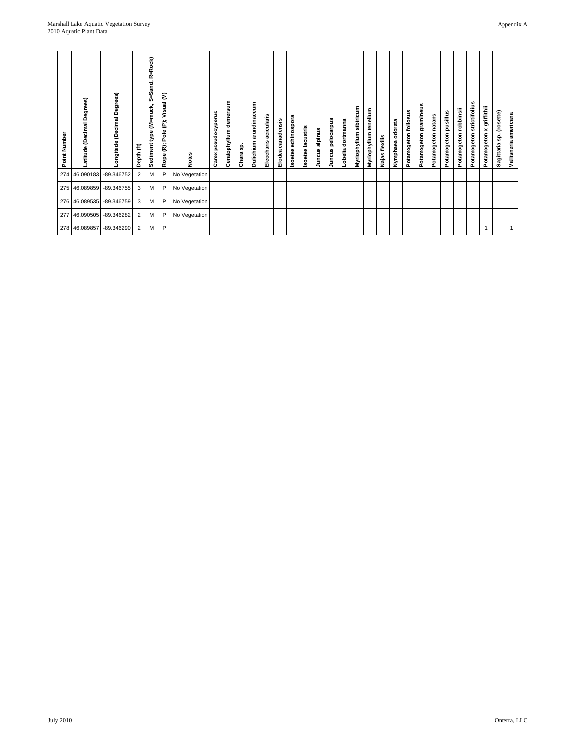| Point Number | Latitude (Decimal Degrees) | Longitude (Decimal Degrees) | Depth (ft) | Sediment type (M=muck, S=Sand, R=Rock) | Rope (R); Pole (P); Visual (V) | Notes | Carex pseudocyperus | Ceratophyllum demersum | Chara sp. | Dulichium arundinaceum | Eleocharis acicularis | Elodea canadensis | Isoetes echinospora | Isoetes lacustris | Juncus alpinus | Juncus pelocarpus | Lobelia dortmanna | Myriophyllum sibiricum | Myriophyllum tenellum | Najas flexilis | Nymphaea odorata | Potamogeton foliosus | Potamogeton gramineus | Potamogeton natans | Potamogeton pusillus | Potamogeton robbinsii | Potamogeton strictifolius | Potamogeton x griffithii | Sagittaria sp. (rosette) | Vallisneria americana |
|---|---|---|---|---|---|---|---|---|---|---|---|---|---|---|---|---|---|---|---|---|---|---|---|---|---|---|---|---|---|---|
| 274 | 46.090183 | -89.346752 | 2 | M | P | No Vegetation | | | | | | | | | | | | | | | | | | | | | | | | |
| 275 | 46.089859 | -89.346755 | 3 | M | P | No Vegetation | | | | | | | | | | | | | | | | | | | | | | | | |
| 276 | 46.089535 | -89.346759 | 3 | M | P | No Vegetation | | | | | | | | | | | | | | | | | | | | | | | | |
| 277 | 46.090505 | -89.346282 | 2 | M | P | No Vegetation | | | | | | | | | | | | | | | | | | | | | | | | |
| 278 | 46.089857 | -89.346290 | 2 | M | P | | | | | | | | | | | | | | | | | | | | | | | 1 | | 1 |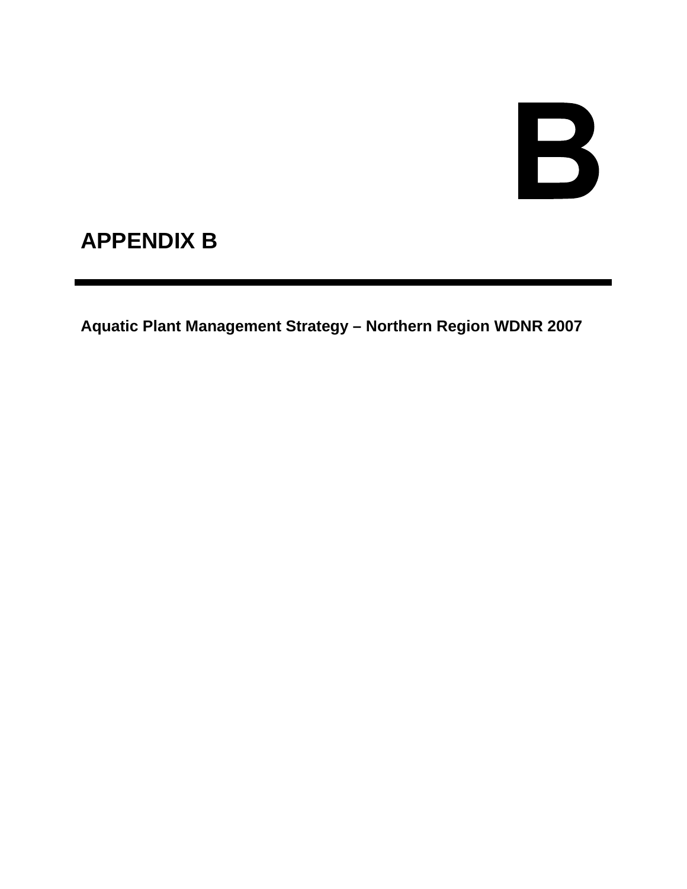# B

## APPENDIX B

---

**Aquatic Plant Management Strategy – Northern Region WDNR 2007**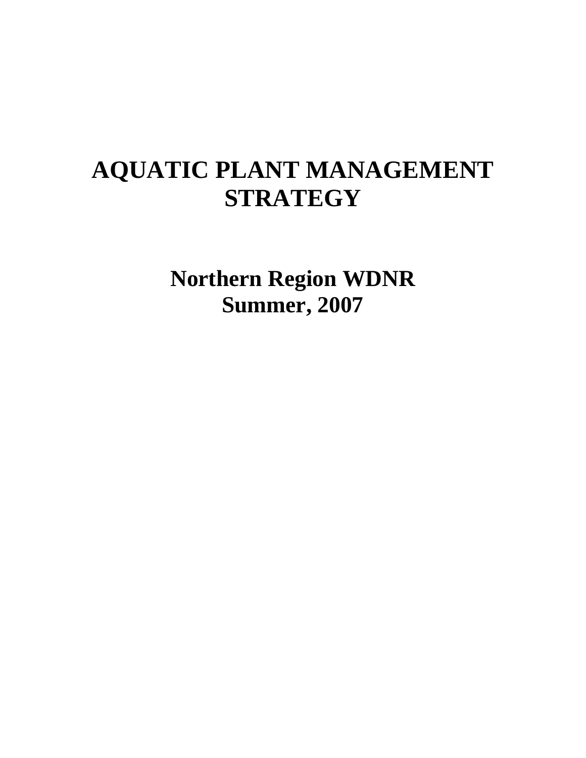# AQUATIC PLANT MANAGEMENT STRATEGY

## Northern Region WDNR
## Summer, 2007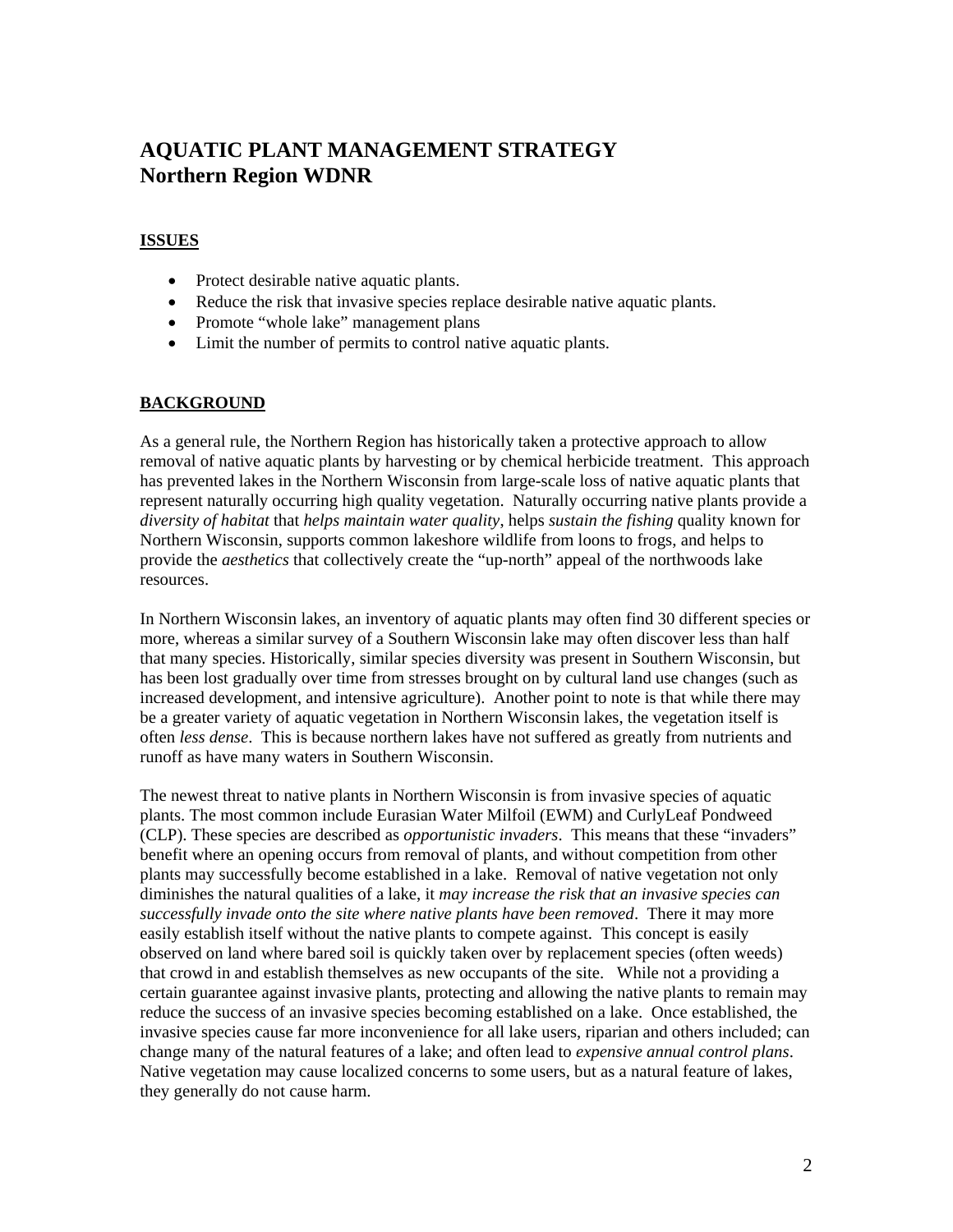# AQUATIC PLANT MANAGEMENT STRATEGY
# Northern Region WDNR

## ISSUES

- Protect desirable native aquatic plants.
- Reduce the risk that invasive species replace desirable native aquatic plants.
- Promote "whole lake" management plans
- Limit the number of permits to control native aquatic plants.

## BACKGROUND

As a general rule, the Northern Region has historically taken a protective approach to allow removal of native aquatic plants by harvesting or by chemical herbicide treatment. This approach has prevented lakes in the Northern Wisconsin from large-scale loss of native aquatic plants that represent naturally occurring high quality vegetation. Naturally occurring native plants provide a *diversity of habitat* that *helps maintain water quality*, helps *sustain the fishing* quality known for Northern Wisconsin, supports common lakeshore wildlife from loons to frogs, and helps to provide the *aesthetics* that collectively create the "up-north" appeal of the northwoods lake resources.

In Northern Wisconsin lakes, an inventory of aquatic plants may often find 30 different species or more, whereas a similar survey of a Southern Wisconsin lake may often discover less than half that many species. Historically, similar species diversity was present in Southern Wisconsin, but has been lost gradually over time from stresses brought on by cultural land use changes (such as increased development, and intensive agriculture). Another point to note is that while there may be a greater variety of aquatic vegetation in Northern Wisconsin lakes, the vegetation itself is often *less dense*. This is because northern lakes have not suffered as greatly from nutrients and runoff as have many waters in Southern Wisconsin.

The newest threat to native plants in Northern Wisconsin is from invasive species of aquatic plants. The most common include Eurasian Water Milfoil (EWM) and CurlyLeaf Pondweed (CLP). These species are described as *opportunistic invaders*. This means that these "invaders" benefit where an opening occurs from removal of plants, and without competition from other plants may successfully become established in a lake. Removal of native vegetation not only diminishes the natural qualities of a lake, it *may increase the risk that an invasive species can successfully invade onto the site where native plants have been removed*. There it may more easily establish itself without the native plants to compete against. This concept is easily observed on land where bared soil is quickly taken over by replacement species (often weeds) that crowd in and establish themselves as new occupants of the site. While not a providing a certain guarantee against invasive plants, protecting and allowing the native plants to remain may reduce the success of an invasive species becoming established on a lake. Once established, the invasive species cause far more inconvenience for all lake users, riparian and others included; can change many of the natural features of a lake; and often lead to *expensive annual control plans*. Native vegetation may cause localized concerns to some users, but as a natural feature of lakes, they generally do not cause harm.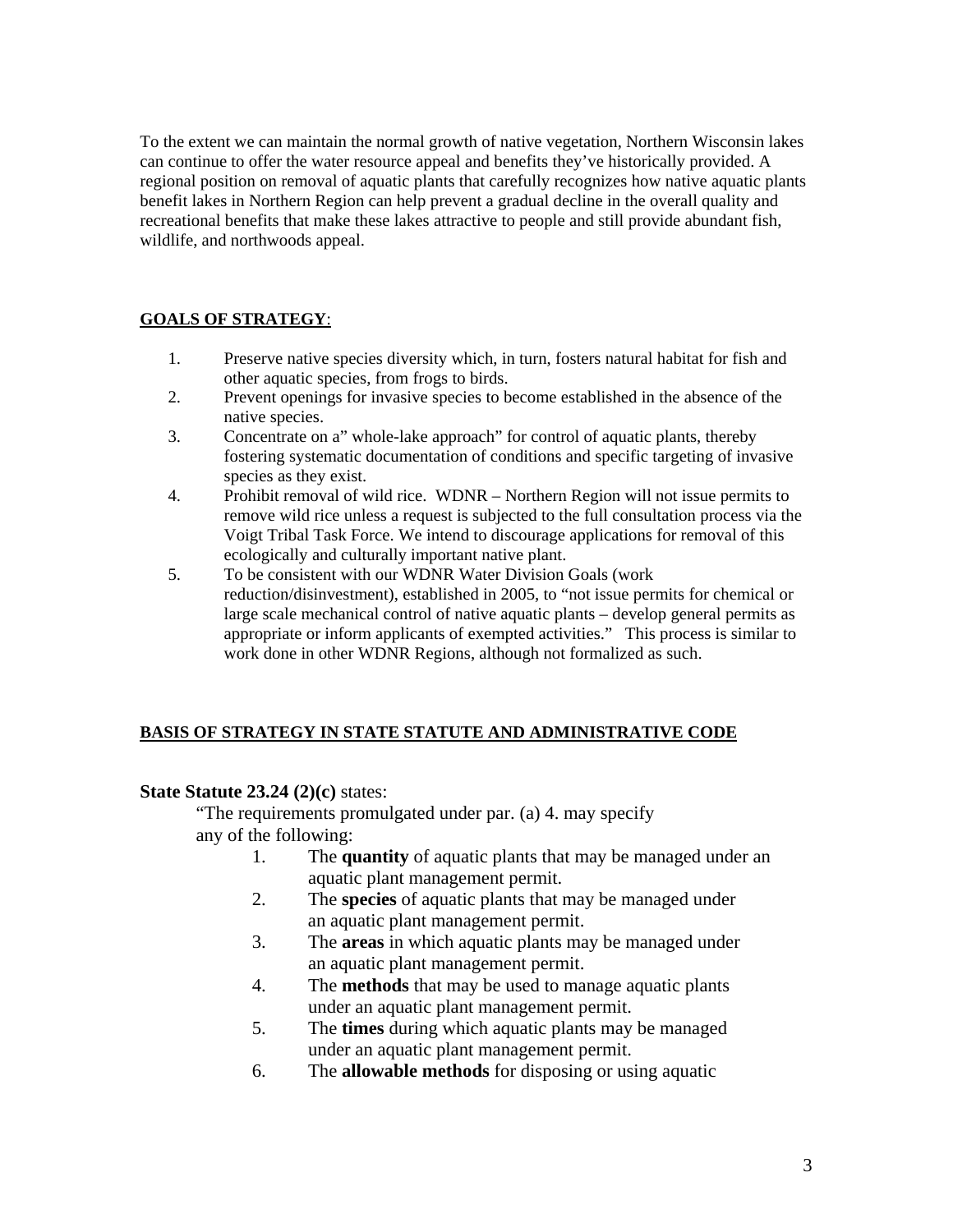To the extent we can maintain the normal growth of native vegetation, Northern Wisconsin lakes can continue to offer the water resource appeal and benefits they've historically provided. A regional position on removal of aquatic plants that carefully recognizes how native aquatic plants benefit lakes in Northern Region can help prevent a gradual decline in the overall quality and recreational benefits that make these lakes attractive to people and still provide abundant fish, wildlife, and northwoods appeal.

**GOALS OF STRATEGY**:

1. Preserve native species diversity which, in turn, fosters natural habitat for fish and other aquatic species, from frogs to birds.
2. Prevent openings for invasive species to become established in the absence of the native species.
3. Concentrate on a" whole-lake approach" for control of aquatic plants, thereby fostering systematic documentation of conditions and specific targeting of invasive species as they exist.
4. Prohibit removal of wild rice. WDNR – Northern Region will not issue permits to remove wild rice unless a request is subjected to the full consultation process via the Voigt Tribal Task Force. We intend to discourage applications for removal of this ecologically and culturally important native plant.
5. To be consistent with our WDNR Water Division Goals (work reduction/disinvestment), established in 2005, to "not issue permits for chemical or large scale mechanical control of native aquatic plants – develop general permits as appropriate or inform applicants of exempted activities." This process is similar to work done in other WDNR Regions, although not formalized as such.

**BASIS OF STRATEGY IN STATE STATUTE AND ADMINISTRATIVE CODE**

**State Statute 23.24 (2)(c)** states:

"The requirements promulgated under par. (a) 4. may specify any of the following:

1. The **quantity** of aquatic plants that may be managed under an aquatic plant management permit.
2. The **species** of aquatic plants that may be managed under an aquatic plant management permit.
3. The **areas** in which aquatic plants may be managed under an aquatic plant management permit.
4. The **methods** that may be used to manage aquatic plants under an aquatic plant management permit.
5. The **times** during which aquatic plants may be managed under an aquatic plant management permit.
6. The **allowable methods** for disposing or using aquatic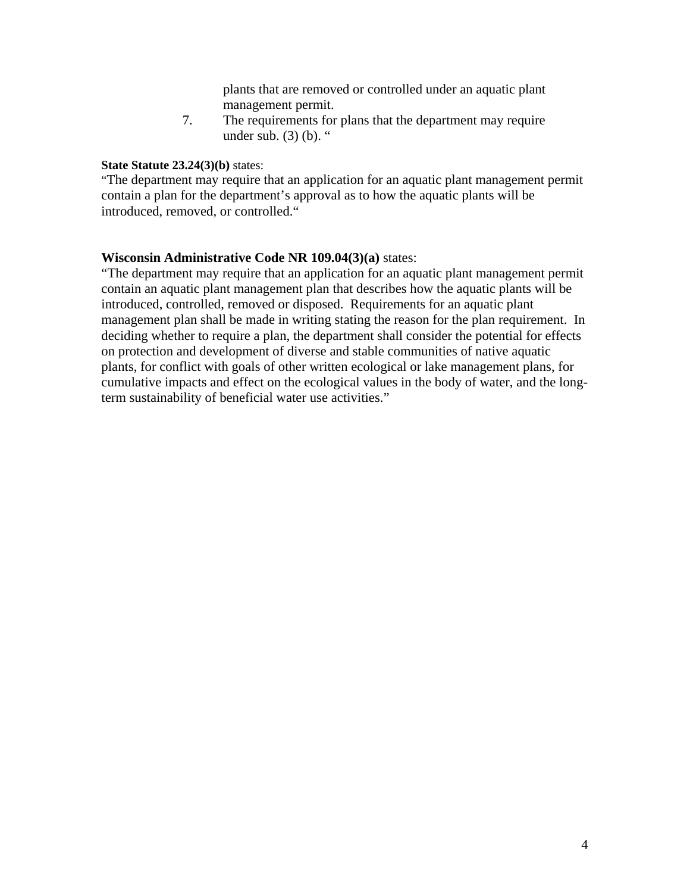plants that are removed or controlled under an aquatic plant management permit.

7. The requirements for plans that the department may require under sub. (3) (b). "

**State Statute 23.24(3)(b)** states:
"The department may require that an application for an aquatic plant management permit contain a plan for the department's approval as to how the aquatic plants will be introduced, removed, or controlled."

**Wisconsin Administrative Code NR 109.04(3)(a)** states:
"The department may require that an application for an aquatic plant management permit contain an aquatic plant management plan that describes how the aquatic plants will be introduced, controlled, removed or disposed. Requirements for an aquatic plant management plan shall be made in writing stating the reason for the plan requirement. In deciding whether to require a plan, the department shall consider the potential for effects on protection and development of diverse and stable communities of native aquatic plants, for conflict with goals of other written ecological or lake management plans, for cumulative impacts and effect on the ecological values in the body of water, and the long-term sustainability of beneficial water use activities."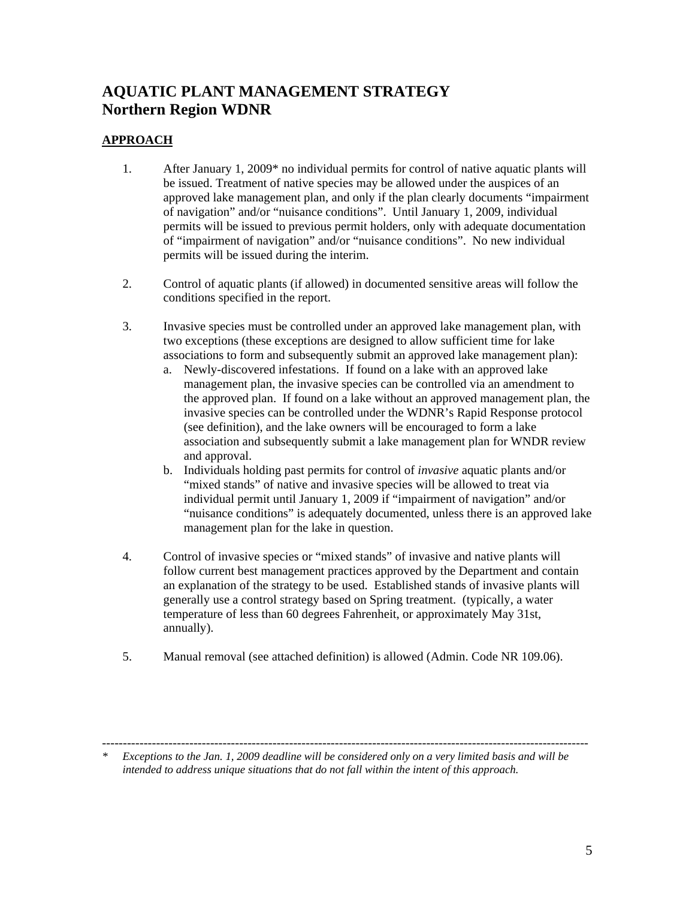# AQUATIC PLANT MANAGEMENT STRATEGY
# Northern Region WDNR

## APPROACH

1. After January 1, 2009* no individual permits for control of native aquatic plants will be issued. Treatment of native species may be allowed under the auspices of an approved lake management plan, and only if the plan clearly documents "impairment of navigation" and/or "nuisance conditions". Until January 1, 2009, individual permits will be issued to previous permit holders, only with adequate documentation of "impairment of navigation" and/or "nuisance conditions". No new individual permits will be issued during the interim.

2. Control of aquatic plants (if allowed) in documented sensitive areas will follow the conditions specified in the report.

3. Invasive species must be controlled under an approved lake management plan, with two exceptions (these exceptions are designed to allow sufficient time for lake associations to form and subsequently submit an approved lake management plan):
   a. Newly-discovered infestations. If found on a lake with an approved lake management plan, the invasive species can be controlled via an amendment to the approved plan. If found on a lake without an approved management plan, the invasive species can be controlled under the WDNR's Rapid Response protocol (see definition), and the lake owners will be encouraged to form a lake association and subsequently submit a lake management plan for WNDR review and approval.
   b. Individuals holding past permits for control of *invasive* aquatic plants and/or "mixed stands" of native and invasive species will be allowed to treat via individual permit until January 1, 2009 if "impairment of navigation" and/or "nuisance conditions" is adequately documented, unless there is an approved lake management plan for the lake in question.

4. Control of invasive species or "mixed stands" of invasive and native plants will follow current best management practices approved by the Department and contain an explanation of the strategy to be used. Established stands of invasive plants will generally use a control strategy based on Spring treatment. (typically, a water temperature of less than 60 degrees Fahrenheit, or approximately May 31st, annually).

5. Manual removal (see attached definition) is allowed (Admin. Code NR 109.06).

---

\* *Exceptions to the Jan. 1, 2009 deadline will be considered only on a very limited basis and will be intended to address unique situations that do not fall within the intent of this approach.*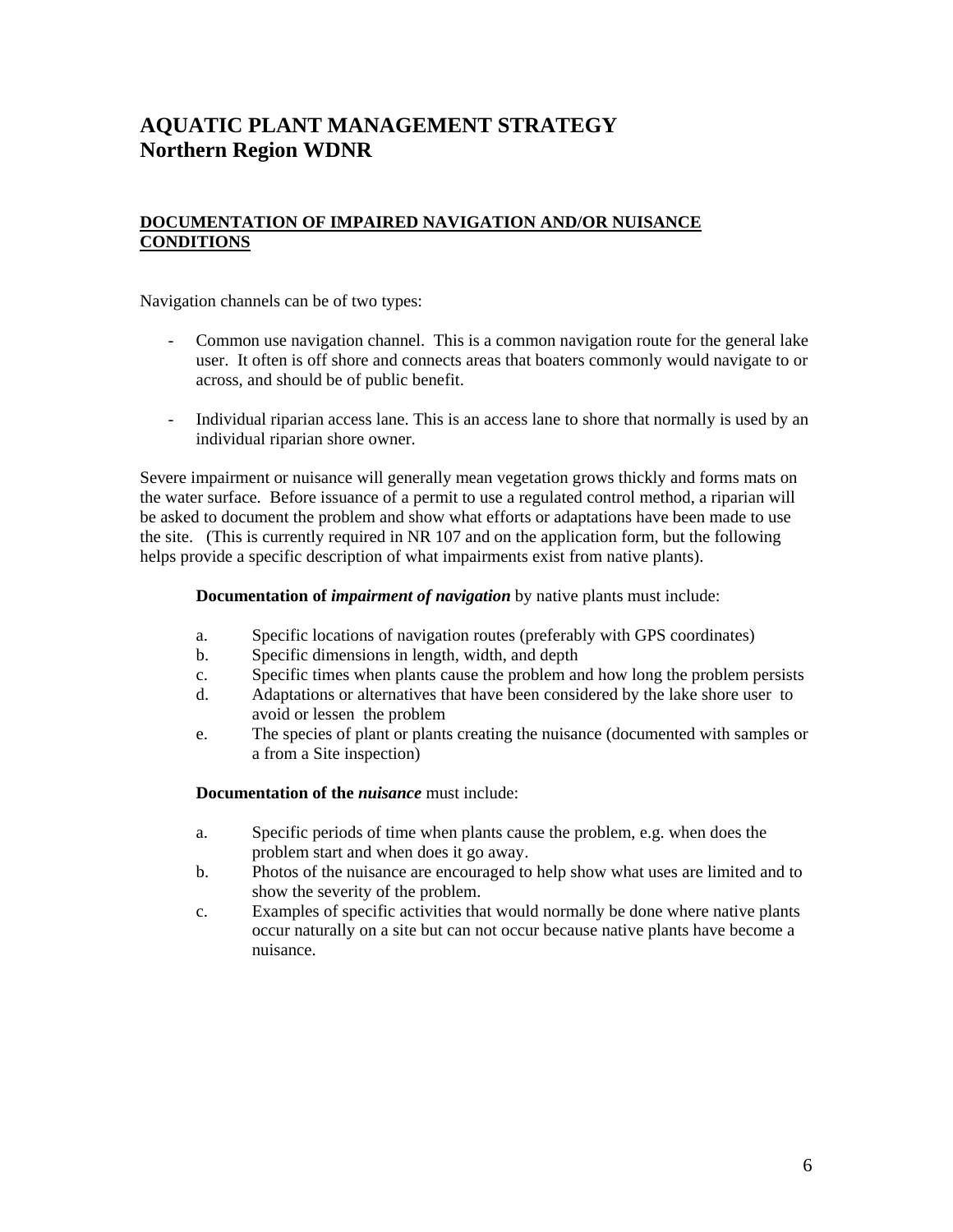# AQUATIC PLANT MANAGEMENT STRATEGY
# Northern Region WDNR

## DOCUMENTATION OF IMPAIRED NAVIGATION AND/OR NUISANCE CONDITIONS

Navigation channels can be of two types:

- Common use navigation channel. This is a common navigation route for the general lake user. It often is off shore and connects areas that boaters commonly would navigate to or across, and should be of public benefit.

- Individual riparian access lane. This is an access lane to shore that normally is used by an individual riparian shore owner.

Severe impairment or nuisance will generally mean vegetation grows thickly and forms mats on the water surface. Before issuance of a permit to use a regulated control method, a riparian will be asked to document the problem and show what efforts or adaptations have been made to use the site. (This is currently required in NR 107 and on the application form, but the following helps provide a specific description of what impairments exist from native plants).

**Documentation of *impairment of navigation*** by native plants must include:

a. Specific locations of navigation routes (preferably with GPS coordinates)
b. Specific dimensions in length, width, and depth
c. Specific times when plants cause the problem and how long the problem persists
d. Adaptations or alternatives that have been considered by the lake shore user to avoid or lessen the problem
e. The species of plant or plants creating the nuisance (documented with samples or a from a Site inspection)

**Documentation of the *nuisance*** must include:

a. Specific periods of time when plants cause the problem, e.g. when does the problem start and when does it go away.
b. Photos of the nuisance are encouraged to help show what uses are limited and to show the severity of the problem.
c. Examples of specific activities that would normally be done where native plants occur naturally on a site but can not occur because native plants have become a nuisance.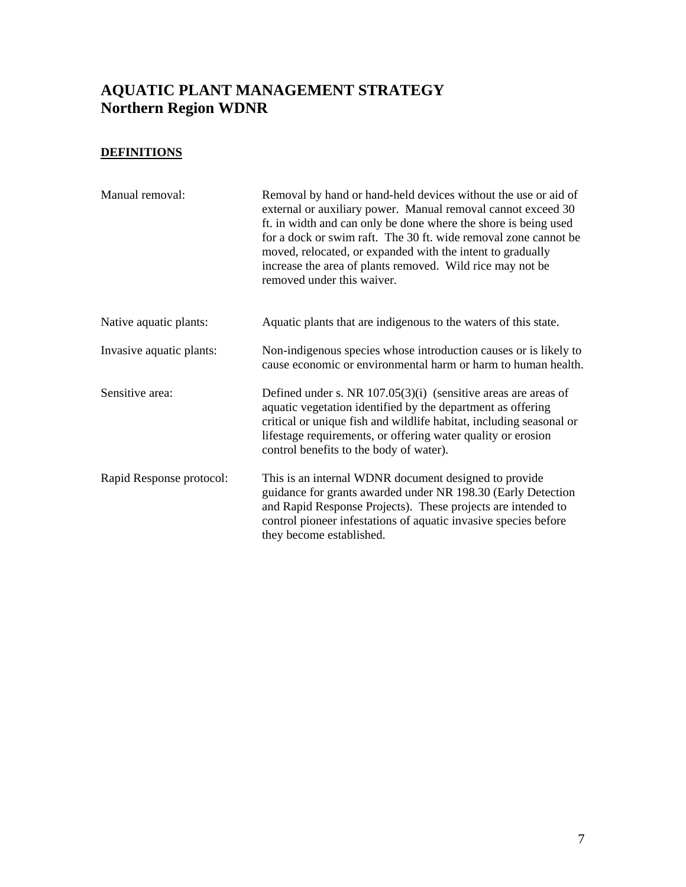# AQUATIC PLANT MANAGEMENT STRATEGY
# Northern Region WDNR

## DEFINITIONS

| | |
|---|---|
| Manual removal: | Removal by hand or hand-held devices without the use or aid of external or auxiliary power. Manual removal cannot exceed 30 ft. in width and can only be done where the shore is being used for a dock or swim raft. The 30 ft. wide removal zone cannot be moved, relocated, or expanded with the intent to gradually increase the area of plants removed. Wild rice may not be removed under this waiver. |
| Native aquatic plants: | Aquatic plants that are indigenous to the waters of this state. |
| Invasive aquatic plants: | Non-indigenous species whose introduction causes or is likely to cause economic or environmental harm or harm to human health. |
| Sensitive area: | Defined under s. NR 107.05(3)(i) (sensitive areas are areas of aquatic vegetation identified by the department as offering critical or unique fish and wildlife habitat, including seasonal or lifestage requirements, or offering water quality or erosion control benefits to the body of water). |
| Rapid Response protocol: | This is an internal WDNR document designed to provide guidance for grants awarded under NR 198.30 (Early Detection and Rapid Response Projects). These projects are intended to control pioneer infestations of aquatic invasive species before they become established. |